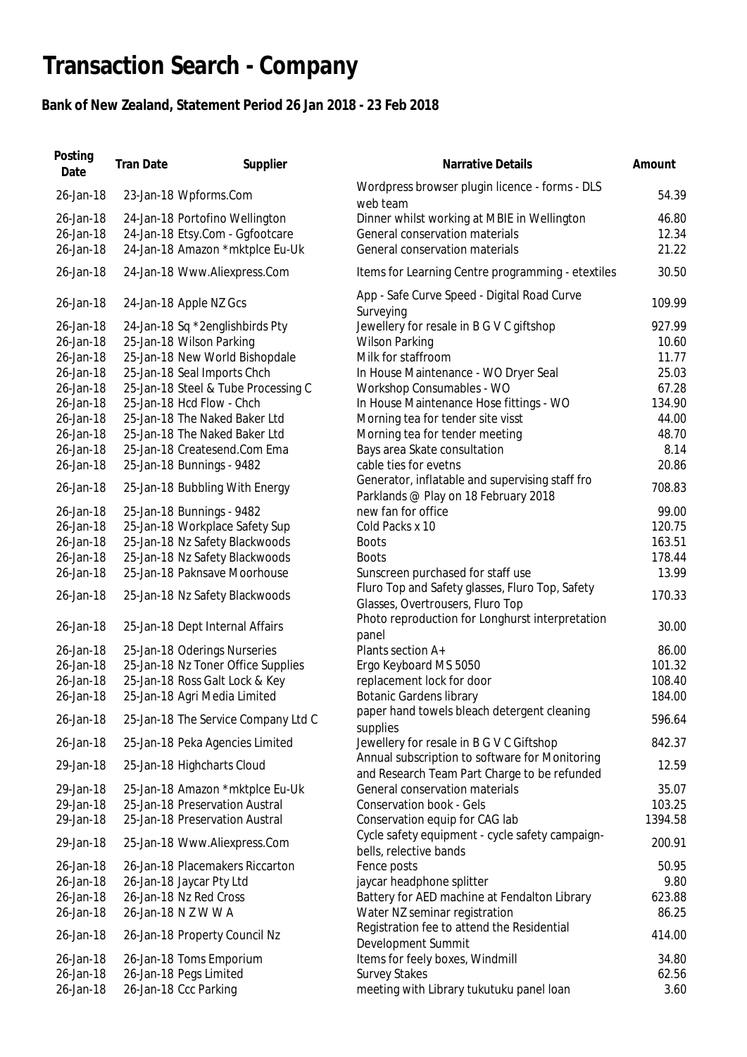# Transaction Search - Company

## Bank of New Zealand, Statement Period 26 Jan 2018 - 23 Feb 2018

| Posting Date | Tran Date | Supplier | Narrative Details | Amount |
|---|---|---|---|---|
| 26-Jan-18 | 23-Jan-18 | Wpforms.Com | Wordpress browser plugin licence - forms - DLS web team | 54.39 |
| 26-Jan-18 | 24-Jan-18 | Portofino Wellington | Dinner whilst working at MBIE in Wellington | 46.80 |
| 26-Jan-18 | 24-Jan-18 | Etsy.Com - Ggfootcare | General conservation materials | 12.34 |
| 26-Jan-18 | 24-Jan-18 | Amazon *mktplce Eu-Uk | General conservation materials | 21.22 |
| 26-Jan-18 | 24-Jan-18 | Www.Aliexpress.Com | Items for Learning Centre programming - etextiles | 30.50 |
| 26-Jan-18 | 24-Jan-18 | Apple NZ Gcs | App - Safe Curve Speed - Digital Road Curve Surveying | 109.99 |
| 26-Jan-18 | 24-Jan-18 | Sq *2englishbirds Pty | Jewellery for resale in B G V C giftshop | 927.99 |
| 26-Jan-18 | 25-Jan-18 | Wilson Parking | Wilson Parking | 10.60 |
| 26-Jan-18 | 25-Jan-18 | New World Bishopdale | Milk for staffroom | 11.77 |
| 26-Jan-18 | 25-Jan-18 | Seal Imports Chch | In House Maintenance - WO Dryer Seal | 25.03 |
| 26-Jan-18 | 25-Jan-18 | Steel & Tube Processing C | Workshop Consumables - WO | 67.28 |
| 26-Jan-18 | 25-Jan-18 | Hcd Flow - Chch | In House Maintenance Hose fittings - WO | 134.90 |
| 26-Jan-18 | 25-Jan-18 | The Naked Baker Ltd | Morning tea for tender site visst | 44.00 |
| 26-Jan-18 | 25-Jan-18 | The Naked Baker Ltd | Morning tea for tender meeting | 48.70 |
| 26-Jan-18 | 25-Jan-18 | Createsend.Com Ema | Bays area Skate consultation | 8.14 |
| 26-Jan-18 | 25-Jan-18 | Bunnings - 9482 | cable ties for evetns | 20.86 |
| 26-Jan-18 | 25-Jan-18 | Bubbling With Energy | Generator, inflatable and supervising staff fro Parklands @ Play on 18 February 2018 | 708.83 |
| 26-Jan-18 | 25-Jan-18 | Bunnings - 9482 | new fan for office | 99.00 |
| 26-Jan-18 | 25-Jan-18 | Workplace Safety Sup | Cold Packs x 10 | 120.75 |
| 26-Jan-18 | 25-Jan-18 | Nz Safety Blackwoods | Boots | 163.51 |
| 26-Jan-18 | 25-Jan-18 | Nz Safety Blackwoods | Boots | 178.44 |
| 26-Jan-18 | 25-Jan-18 | Paknsave Moorhouse | Sunscreen purchased for staff use | 13.99 |
| 26-Jan-18 | 25-Jan-18 | Nz Safety Blackwoods | Fluro Top and Safety glasses, Fluro Top, Safety Glasses, Overtrousers, Fluro Top | 170.33 |
| 26-Jan-18 | 25-Jan-18 | Dept Internal Affairs | Photo reproduction for Longhurst interpretation panel | 30.00 |
| 26-Jan-18 | 25-Jan-18 | Oderings Nurseries | Plants section A+ | 86.00 |
| 26-Jan-18 | 25-Jan-18 | Nz Toner Office Supplies | Ergo Keyboard MS 5050 | 101.32 |
| 26-Jan-18 | 25-Jan-18 | Ross Galt Lock & Key | replacement lock for door | 108.40 |
| 26-Jan-18 | 25-Jan-18 | Agri Media Limited | Botanic Gardens library | 184.00 |
| 26-Jan-18 | 25-Jan-18 | The Service Company Ltd C | paper hand towels bleach detergent cleaning supplies | 596.64 |
| 26-Jan-18 | 25-Jan-18 | Peka Agencies Limited | Jewellery for resale in B G V C Giftshop | 842.37 |
| 29-Jan-18 | 25-Jan-18 | Highcharts Cloud | Annual subscription to software for Monitoring and Research Team Part Charge to be refunded | 12.59 |
| 29-Jan-18 | 25-Jan-18 | Amazon *mktplce Eu-Uk | General conservation materials | 35.07 |
| 29-Jan-18 | 25-Jan-18 | Preservation Austral | Conservation book - Gels | 103.25 |
| 29-Jan-18 | 25-Jan-18 | Preservation Austral | Conservation equip for CAG lab | 1394.58 |
| 29-Jan-18 | 25-Jan-18 | Www.Aliexpress.Com | Cycle safety equipment - cycle safety campaign- bells, relective bands | 200.91 |
| 26-Jan-18 | 26-Jan-18 | Placemakers Riccarton | Fence posts | 50.95 |
| 26-Jan-18 | 26-Jan-18 | Jaycar Pty Ltd | jaycar headphone splitter | 9.80 |
| 26-Jan-18 | 26-Jan-18 | Nz Red Cross | Battery for AED machine at Fendalton Library | 623.88 |
| 26-Jan-18 | 26-Jan-18 | N Z W W A | Water NZ seminar registration | 86.25 |
| 26-Jan-18 | 26-Jan-18 | Property Council Nz | Registration fee to attend the Residential Development Summit | 414.00 |
| 26-Jan-18 | 26-Jan-18 | Toms Emporium | Items for feely boxes, Windmill | 34.80 |
| 26-Jan-18 | 26-Jan-18 | Pegs Limited | Survey Stakes | 62.56 |
| 26-Jan-18 | 26-Jan-18 | Ccc Parking | meeting with Library tukutuku panel loan | 3.60 |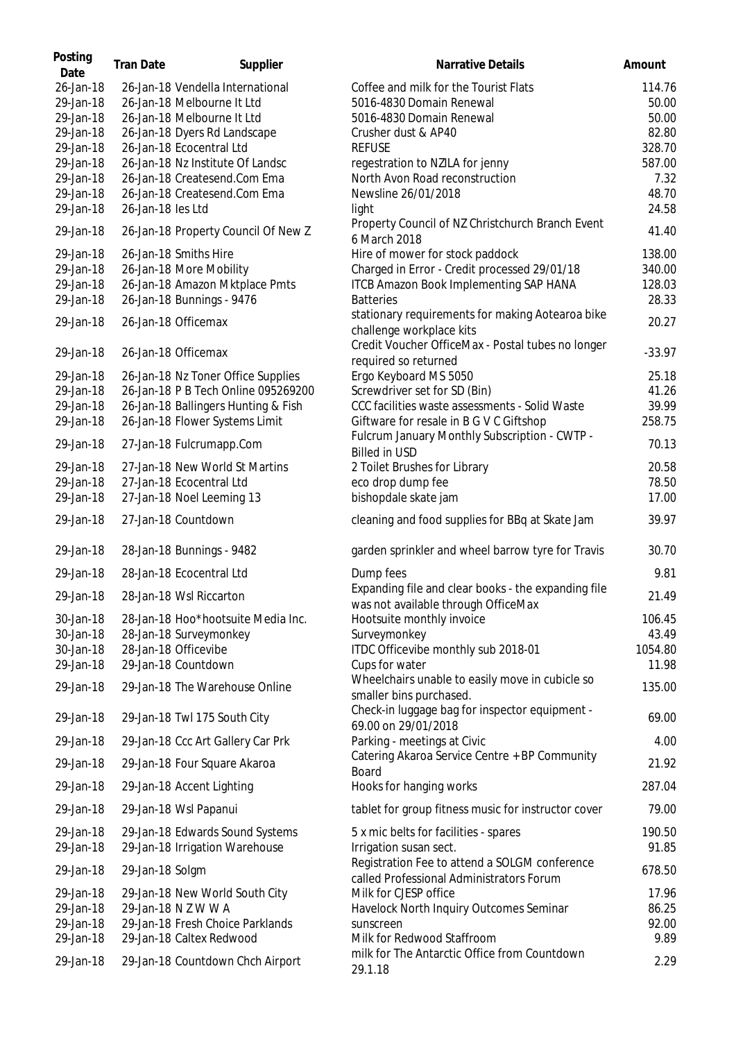| Posting Date | Tran Date | Supplier | Narrative Details | Amount |
|---|---|---|---|---|
| 26-Jan-18 | 26-Jan-18 | Vendella International | Coffee and milk for the Tourist Flats | 114.76 |
| 29-Jan-18 | 26-Jan-18 | Melbourne It Ltd | 5016-4830 Domain Renewal | 50.00 |
| 29-Jan-18 | 26-Jan-18 | Melbourne It Ltd | 5016-4830 Domain Renewal | 50.00 |
| 29-Jan-18 | 26-Jan-18 | Dyers Rd Landscape | Crusher dust & AP40 | 82.80 |
| 29-Jan-18 | 26-Jan-18 | Ecocentral Ltd | REFUSE | 328.70 |
| 29-Jan-18 | 26-Jan-18 | Nz Institute Of Landsc | regestration to NZILA for jenny | 587.00 |
| 29-Jan-18 | 26-Jan-18 | Createsend.Com Ema | North Avon Road reconstruction | 7.32 |
| 29-Jan-18 | 26-Jan-18 | Createsend.Com Ema | Newsline 26/01/2018 | 48.70 |
| 29-Jan-18 | 26-Jan-18 | Ies Ltd | light | 24.58 |
| 29-Jan-18 | 26-Jan-18 | Property Council Of New Z | Property Council of NZ Christchurch Branch Event 6 March 2018 | 41.40 |
| 29-Jan-18 | 26-Jan-18 | Smiths Hire | Hire of mower for stock paddock | 138.00 |
| 29-Jan-18 | 26-Jan-18 | More Mobility | Charged in Error - Credit processed 29/01/18 | 340.00 |
| 29-Jan-18 | 26-Jan-18 | Amazon Mktplace Pmts | ITCB Amazon Book Implementing SAP HANA | 128.03 |
| 29-Jan-18 | 26-Jan-18 | Bunnings - 9476 | Batteries | 28.33 |
| 29-Jan-18 | 26-Jan-18 | Officemax | stationary requirements for making Aotearoa bike challenge workplace kits | 20.27 |
| 29-Jan-18 | 26-Jan-18 | Officemax | Credit Voucher OfficeMax - Postal tubes no longer required so returned | -33.97 |
| 29-Jan-18 | 26-Jan-18 | Nz Toner Office Supplies | Ergo Keyboard MS 5050 | 25.18 |
| 29-Jan-18 | 26-Jan-18 | P B Tech Online 095269200 | Screwdriver set for SD (Bin) | 41.26 |
| 29-Jan-18 | 26-Jan-18 | Ballingers Hunting & Fish | CCC facilities waste assessments - Solid Waste | 39.99 |
| 29-Jan-18 | 26-Jan-18 | Flower Systems Limit | Giftware for resale in B G V C Giftshop | 258.75 |
| 29-Jan-18 | 27-Jan-18 | Fulcrumapp.Com | Fulcrum January Monthly Subscription - CWTP - Billed in USD | 70.13 |
| 29-Jan-18 | 27-Jan-18 | New World St Martins | 2 Toilet Brushes for Library | 20.58 |
| 29-Jan-18 | 27-Jan-18 | Ecocentral Ltd | eco drop dump fee | 78.50 |
| 29-Jan-18 | 27-Jan-18 | Noel Leeming 13 | bishopdale skate jam | 17.00 |
| 29-Jan-18 | 27-Jan-18 | Countdown | cleaning and food supplies for BBq at Skate Jam | 39.97 |
| 29-Jan-18 | 28-Jan-18 | Bunnings - 9482 | garden sprinkler and wheel barrow tyre for Travis | 30.70 |
| 29-Jan-18 | 28-Jan-18 | Ecocentral Ltd | Dump fees | 9.81 |
| 29-Jan-18 | 28-Jan-18 | Wsl Riccarton | Expanding file and clear books - the expanding file was not available through OfficeMax | 21.49 |
| 30-Jan-18 | 28-Jan-18 | Hoo*hootsuite Media Inc. | Hootsuite monthly invoice | 106.45 |
| 30-Jan-18 | 28-Jan-18 | Surveymonkey | Surveymonkey | 43.49 |
| 30-Jan-18 | 28-Jan-18 | Officevibe | ITDC Officevibe monthly sub 2018-01 | 1054.80 |
| 29-Jan-18 | 29-Jan-18 | Countdown | Cups for water | 11.98 |
| 29-Jan-18 | 29-Jan-18 | The Warehouse Online | Wheelchairs unable to easily move in cubicle so smaller bins purchased. | 135.00 |
| 29-Jan-18 | 29-Jan-18 | Twl 175 South City | Check-in luggage bag for inspector equipment - 69.00 on 29/01/2018 | 69.00 |
| 29-Jan-18 | 29-Jan-18 | Ccc Art Gallery Car Prk | Parking - meetings at Civic | 4.00 |
| 29-Jan-18 | 29-Jan-18 | Four Square Akaroa | Catering Akaroa Service Centre + BP Community Board | 21.92 |
| 29-Jan-18 | 29-Jan-18 | Accent Lighting | Hooks for hanging works | 287.04 |
| 29-Jan-18 | 29-Jan-18 | Wsl Papanui | tablet for group fitness music for instructor cover | 79.00 |
| 29-Jan-18 | 29-Jan-18 | Edwards Sound Systems | 5 x mic belts for facilities - spares | 190.50 |
| 29-Jan-18 | 29-Jan-18 | Irrigation Warehouse | Irrigation susan sect. | 91.85 |
| 29-Jan-18 | 29-Jan-18 | Solgm | Registration Fee to attend a SOLGM conference called Professional Administrators Forum | 678.50 |
| 29-Jan-18 | 29-Jan-18 | New World South City | Milk for CJESP office | 17.96 |
| 29-Jan-18 | 29-Jan-18 | N Z W W A | Havelock North Inquiry Outcomes Seminar | 86.25 |
| 29-Jan-18 | 29-Jan-18 | Fresh Choice Parklands | sunscreen | 92.00 |
| 29-Jan-18 | 29-Jan-18 | Caltex Redwood | Milk for Redwood Staffroom | 9.89 |
| 29-Jan-18 | 29-Jan-18 | Countdown Chch Airport | milk for The Antarctic Office from Countdown 29.1.18 | 2.29 |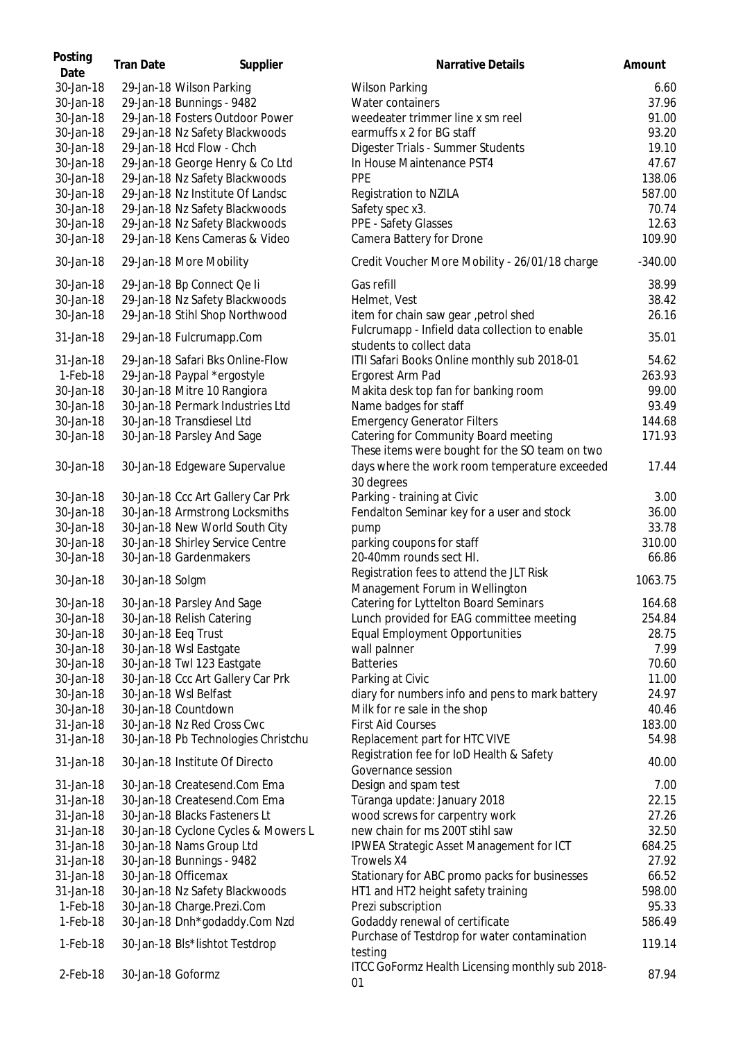| Posting Date | Tran Date | Supplier | Narrative Details | Amount |
|---|---|---|---|---|
| 30-Jan-18 | 29-Jan-18 | Wilson Parking | Wilson Parking | 6.60 |
| 30-Jan-18 | 29-Jan-18 | Bunnings - 9482 | Water containers | 37.96 |
| 30-Jan-18 | 29-Jan-18 | Fosters Outdoor Power | weedeater trimmer line x sm reel | 91.00 |
| 30-Jan-18 | 29-Jan-18 | Nz Safety Blackwoods | earmuffs x 2 for BG staff | 93.20 |
| 30-Jan-18 | 29-Jan-18 | Hcd Flow - Chch | Digester Trials - Summer Students | 19.10 |
| 30-Jan-18 | 29-Jan-18 | George Henry & Co Ltd | In House Maintenance PST4 | 47.67 |
| 30-Jan-18 | 29-Jan-18 | Nz Safety Blackwoods | PPE | 138.06 |
| 30-Jan-18 | 29-Jan-18 | Nz Institute Of Landsc | Registration to NZILA | 587.00 |
| 30-Jan-18 | 29-Jan-18 | Nz Safety Blackwoods | Safety spec x3. | 70.74 |
| 30-Jan-18 | 29-Jan-18 | Nz Safety Blackwoods | PPE - Safety Glasses | 12.63 |
| 30-Jan-18 | 29-Jan-18 | Kens Cameras & Video | Camera Battery for Drone | 109.90 |
| 30-Jan-18 | 29-Jan-18 | More Mobility | Credit Voucher More Mobility - 26/01/18 charge | -340.00 |
| 30-Jan-18 | 29-Jan-18 | Bp Connect Qe Ii | Gas refill | 38.99 |
| 30-Jan-18 | 29-Jan-18 | Nz Safety Blackwoods | Helmet, Vest | 38.42 |
| 30-Jan-18 | 29-Jan-18 | Stihl Shop Northwood | item for chain saw gear ,petrol shed | 26.16 |
| 31-Jan-18 | 29-Jan-18 | Fulcrumapp.Com | Fulcrumapp - Infield data collection to enable students to collect data | 35.01 |
| 31-Jan-18 | 29-Jan-18 | Safari Bks Online-Flow | ITII Safari Books Online monthly sub 2018-01 | 54.62 |
| 1-Feb-18 | 29-Jan-18 | Paypal *ergostyle | Ergorest Arm Pad | 263.93 |
| 30-Jan-18 | 30-Jan-18 | Mitre 10 Rangiora | Makita desk top fan for banking room | 99.00 |
| 30-Jan-18 | 30-Jan-18 | Permark Industries Ltd | Name badges for staff | 93.49 |
| 30-Jan-18 | 30-Jan-18 | Transdiesel Ltd | Emergency Generator Filters | 144.68 |
| 30-Jan-18 | 30-Jan-18 | Parsley And Sage | Catering for Community Board meeting | 171.93 |
| 30-Jan-18 | 30-Jan-18 | Edgeware Supervalue | These items were bought for the SO team on two days where the work room temperature exceeded 30 degrees | 17.44 |
| 30-Jan-18 | 30-Jan-18 | Ccc Art Gallery Car Prk | Parking - training at Civic | 3.00 |
| 30-Jan-18 | 30-Jan-18 | Armstrong Locksmiths | Fendalton Seminar key for a user and stock | 36.00 |
| 30-Jan-18 | 30-Jan-18 | New World South City | pump | 33.78 |
| 30-Jan-18 | 30-Jan-18 | Shirley Service Centre | parking coupons for staff | 310.00 |
| 30-Jan-18 | 30-Jan-18 | Gardenmakers | 20-40mm rounds sect HI. | 66.86 |
| 30-Jan-18 | 30-Jan-18 | Solgm | Registration fees to attend the JLT Risk Management Forum in Wellington | 1063.75 |
| 30-Jan-18 | 30-Jan-18 | Parsley And Sage | Catering for Lyttelton Board Seminars | 164.68 |
| 30-Jan-18 | 30-Jan-18 | Relish Catering | Lunch provided for EAG committee meeting | 254.84 |
| 30-Jan-18 | 30-Jan-18 | Eeq Trust | Equal Employment Opportunities | 28.75 |
| 30-Jan-18 | 30-Jan-18 | Wsl Eastgate | wall palnner | 7.99 |
| 30-Jan-18 | 30-Jan-18 | Twl 123 Eastgate | Batteries | 70.60 |
| 30-Jan-18 | 30-Jan-18 | Ccc Art Gallery Car Prk | Parking at Civic | 11.00 |
| 30-Jan-18 | 30-Jan-18 | Wsl Belfast | diary for numbers info and pens to mark battery | 24.97 |
| 30-Jan-18 | 30-Jan-18 | Countdown | Milk for re sale in the shop | 40.46 |
| 31-Jan-18 | 30-Jan-18 | Nz Red Cross Cwc | First Aid Courses | 183.00 |
| 31-Jan-18 | 30-Jan-18 | Pb Technologies Christchu | Replacement part for HTC VIVE | 54.98 |
| 31-Jan-18 | 30-Jan-18 | Institute Of Directo | Registration fee for IoD Health & Safety Governance session | 40.00 |
| 31-Jan-18 | 30-Jan-18 | Createsend.Com Ema | Design and spam test | 7.00 |
| 31-Jan-18 | 30-Jan-18 | Createsend.Com Ema | Tūranga update: January 2018 | 22.15 |
| 31-Jan-18 | 30-Jan-18 | Blacks Fasteners Lt | wood screws for carpentry work | 27.26 |
| 31-Jan-18 | 30-Jan-18 | Cyclone Cycles & Mowers L | new chain for ms 200T stihl saw | 32.50 |
| 31-Jan-18 | 30-Jan-18 | Nams Group Ltd | IPWEA Strategic Asset Management for ICT | 684.25 |
| 31-Jan-18 | 30-Jan-18 | Bunnings - 9482 | Trowels X4 | 27.92 |
| 31-Jan-18 | 30-Jan-18 | Officemax | Stationary for ABC promo packs for businesses | 66.52 |
| 31-Jan-18 | 30-Jan-18 | Nz Safety Blackwoods | HT1 and HT2 height safety training | 598.00 |
| 1-Feb-18 | 30-Jan-18 | Charge.Prezi.Com | Prezi subscription | 95.33 |
| 1-Feb-18 | 30-Jan-18 | Dnh*godaddy.Com Nzd | Godaddy renewal of certificate | 586.49 |
| 1-Feb-18 | 30-Jan-18 | Bls*lishtot Testdrop | Purchase of Testdrop for water contamination testing | 119.14 |
| 2-Feb-18 | 30-Jan-18 | Goformz | ITCC GoFormz Health Licensing monthly sub 2018-01 | 87.94 |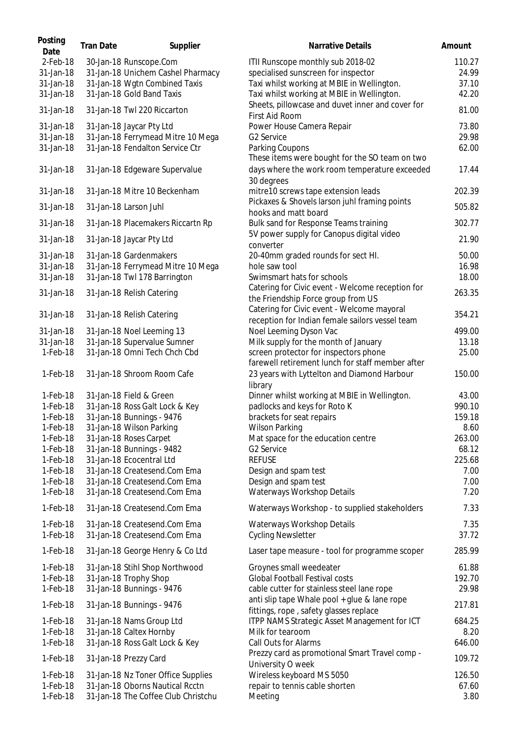| Posting Date | Tran Date | Supplier | Narrative Details | Amount |
|---|---|---|---|---|
| 2-Feb-18 | 30-Jan-18 | Runscope.Com | ITII Runscope monthly sub 2018-02 | 110.27 |
| 31-Jan-18 | 31-Jan-18 | Unichem Cashel Pharmacy | specialised sunscreen for inspector | 24.99 |
| 31-Jan-18 | 31-Jan-18 | Wgtn Combined Taxis | Taxi whilst working at MBIE in Wellington. | 37.10 |
| 31-Jan-18 | 31-Jan-18 | Gold Band Taxis | Taxi whilst working at MBIE in Wellington. | 42.20 |
| 31-Jan-18 | 31-Jan-18 | Twl 220 Riccarton | Sheets, pillowcase and duvet inner and cover for First Aid Room | 81.00 |
| 31-Jan-18 | 31-Jan-18 | Jaycar Pty Ltd | Power House Camera Repair | 73.80 |
| 31-Jan-18 | 31-Jan-18 | Ferrymead Mitre 10 Mega | G2 Service | 29.98 |
| 31-Jan-18 | 31-Jan-18 | Fendalton Service Ctr | Parking Coupons | 62.00 |
| 31-Jan-18 | 31-Jan-18 | Edgeware Supervalue | These items were bought for the SO team on two days where the work room temperature exceeded 30 degrees | 17.44 |
| 31-Jan-18 | 31-Jan-18 | Mitre 10 Beckenham | mitre10 screws tape extension leads | 202.39 |
| 31-Jan-18 | 31-Jan-18 | Larson Juhl | Pickaxes & Shovels larson juhl framing points hooks and matt board | 505.82 |
| 31-Jan-18 | 31-Jan-18 | Placemakers Riccartn Rp | Bulk sand for Response Teams training | 302.77 |
| 31-Jan-18 | 31-Jan-18 | Jaycar Pty Ltd | 5V power supply for Canopus digital video converter | 21.90 |
| 31-Jan-18 | 31-Jan-18 | Gardenmakers | 20-40mm graded rounds for sect HI. | 50.00 |
| 31-Jan-18 | 31-Jan-18 | Ferrymead Mitre 10 Mega | hole saw tool | 16.98 |
| 31-Jan-18 | 31-Jan-18 | Twl 178 Barrington | Swimsmart hats for schools | 18.00 |
| 31-Jan-18 | 31-Jan-18 | Relish Catering | Catering for Civic event - Welcome reception for the Friendship Force group from US | 263.35 |
| 31-Jan-18 | 31-Jan-18 | Relish Catering | Catering for Civic event - Welcome mayoral reception for Indian female sailors vessel team | 354.21 |
| 31-Jan-18 | 31-Jan-18 | Noel Leeming 13 | Noel Leeming Dyson Vac | 499.00 |
| 31-Jan-18 | 31-Jan-18 | Supervalue Sumner | Milk supply for the month of January | 13.18 |
| 1-Feb-18 | 31-Jan-18 | Omni Tech Chch Cbd | screen protector for inspectors phone | 25.00 |
| 1-Feb-18 | 31-Jan-18 | Shroom Room Cafe | farewell retirement lunch for staff member after 23 years with Lyttelton and Diamond Harbour library | 150.00 |
| 1-Feb-18 | 31-Jan-18 | Field & Green | Dinner whilst working at MBIE in Wellington. | 43.00 |
| 1-Feb-18 | 31-Jan-18 | Ross Galt Lock & Key | padlocks and keys for Roto K | 990.10 |
| 1-Feb-18 | 31-Jan-18 | Bunnings - 9476 | brackets for seat repairs | 159.18 |
| 1-Feb-18 | 31-Jan-18 | Wilson Parking | Wilson Parking | 8.60 |
| 1-Feb-18 | 31-Jan-18 | Roses Carpet | Mat space for the education centre | 263.00 |
| 1-Feb-18 | 31-Jan-18 | Bunnings - 9482 | G2 Service | 68.12 |
| 1-Feb-18 | 31-Jan-18 | Ecocentral Ltd | REFUSE | 225.68 |
| 1-Feb-18 | 31-Jan-18 | Createsend.Com Ema | Design and spam test | 7.00 |
| 1-Feb-18 | 31-Jan-18 | Createsend.Com Ema | Design and spam test | 7.00 |
| 1-Feb-18 | 31-Jan-18 | Createsend.Com Ema | Waterways Workshop Details | 7.20 |
| 1-Feb-18 | 31-Jan-18 | Createsend.Com Ema | Waterways Workshop - to supplied stakeholders | 7.33 |
| 1-Feb-18 | 31-Jan-18 | Createsend.Com Ema | Waterways Workshop Details | 7.35 |
| 1-Feb-18 | 31-Jan-18 | Createsend.Com Ema | Cycling Newsletter | 37.72 |
| 1-Feb-18 | 31-Jan-18 | George Henry & Co Ltd | Laser tape measure - tool for programme scoper | 285.99 |
| 1-Feb-18 | 31-Jan-18 | Stihl Shop Northwood | Groynes small weedeater | 61.88 |
| 1-Feb-18 | 31-Jan-18 | Trophy Shop | Global Football Festival costs | 192.70 |
| 1-Feb-18 | 31-Jan-18 | Bunnings - 9476 | cable cutter for stainless steel lane rope | 29.98 |
| 1-Feb-18 | 31-Jan-18 | Bunnings - 9476 | anti slip tape Whale pool + glue & lane rope fittings, rope , safety glasses replace | 217.81 |
| 1-Feb-18 | 31-Jan-18 | Nams Group Ltd | ITPP NAMS Strategic Asset Management for ICT | 684.25 |
| 1-Feb-18 | 31-Jan-18 | Caltex Hornby | Milk for tearoom | 8.20 |
| 1-Feb-18 | 31-Jan-18 | Ross Galt Lock & Key | Call Outs for Alarms | 646.00 |
| 1-Feb-18 | 31-Jan-18 | Prezzy Card | Prezzy card as promotional Smart Travel comp - University O week | 109.72 |
| 1-Feb-18 | 31-Jan-18 | Nz Toner Office Supplies | Wireless keyboard MS 5050 | 126.50 |
| 1-Feb-18 | 31-Jan-18 | Oborns Nautical Rcctn | repair to tennis cable shorten | 67.60 |
| 1-Feb-18 | 31-Jan-18 | The Coffee Club Christchu | Meeting | 3.80 |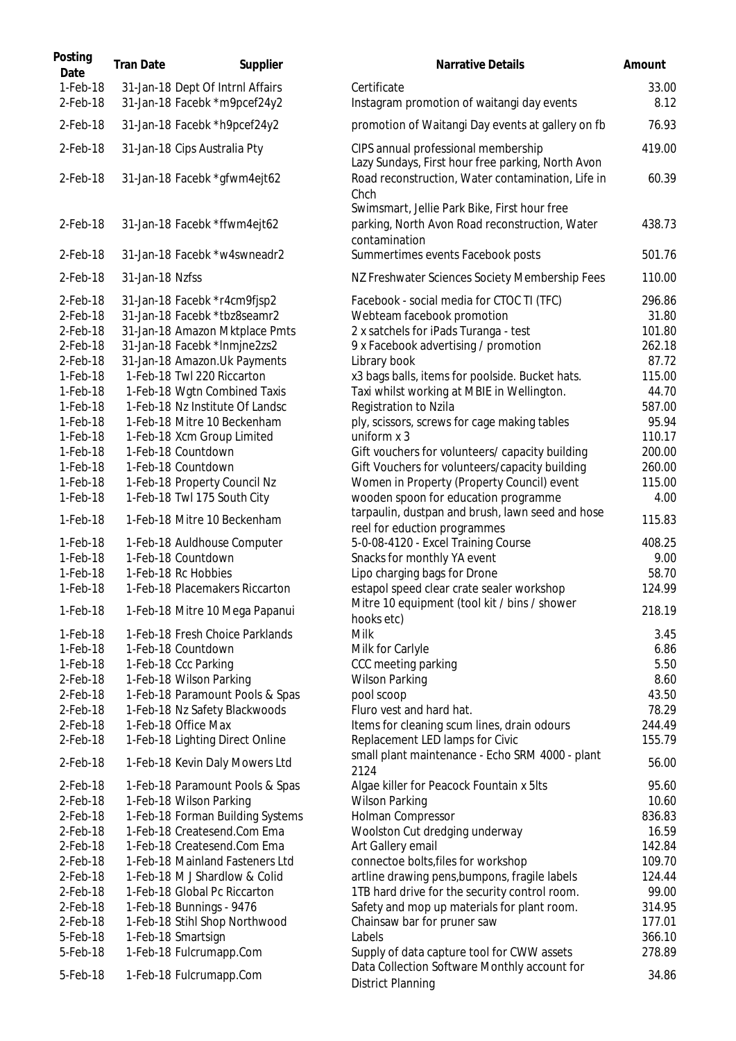| Posting Date | Tran Date | Supplier | Narrative Details | Amount |
| --- | --- | --- | --- | --- |
| 1-Feb-18 | 31-Jan-18 | Dept Of Intrnl Affairs | Certificate | 33.00 |
| 2-Feb-18 | 31-Jan-18 | Facebk *m9pcef24y2 | Instagram promotion of waitangi day events | 8.12 |
| 2-Feb-18 | 31-Jan-18 | Facebk *h9pcef24y2 | promotion of Waitangi Day events at gallery on fb | 76.93 |
| 2-Feb-18 | 31-Jan-18 | Cips Australia Pty | CIPS annual professional membership | 419.00 |
| 2-Feb-18 | 31-Jan-18 | Facebk *gfwm4ejt62 | Lazy Sundays, First hour free parking, North Avon Road reconstruction, Water contamination, Life in Chch | 60.39 |
| 2-Feb-18 | 31-Jan-18 | Facebk *ffwm4ejt62 | Swimsmart, Jellie Park Bike, First hour free parking, North Avon Road reconstruction, Water contamination | 438.73 |
| 2-Feb-18 | 31-Jan-18 | Facebk *w4swneadr2 | Summertimes events Facebook posts | 501.76 |
| 2-Feb-18 | 31-Jan-18 | Nzfss | NZ Freshwater Sciences Society Membership Fees | 110.00 |
| 2-Feb-18 | 31-Jan-18 | Facebk *r4cm9fjsp2 | Facebook - social media for CTOC TI (TFC) | 296.86 |
| 2-Feb-18 | 31-Jan-18 | Facebk *tbz8seamr2 | Webteam facebook promotion | 31.80 |
| 2-Feb-18 | 31-Jan-18 | Amazon Mktplace Pmts | 2 x satchels for iPads Turanga - test | 101.80 |
| 2-Feb-18 | 31-Jan-18 | Facebk *lnmjne2zs2 | 9 x Facebook advertising / promotion | 262.18 |
| 2-Feb-18 | 31-Jan-18 | Amazon.Uk Payments | Library book | 87.72 |
| 1-Feb-18 | 1-Feb-18 | Twl 220 Riccarton | x3 bags balls, items for poolside. Bucket hats. | 115.00 |
| 1-Feb-18 | 1-Feb-18 | Wgtn Combined Taxis | Taxi whilst working at MBIE in Wellington. | 44.70 |
| 1-Feb-18 | 1-Feb-18 | Nz Institute Of Landsc | Registration to Nzila | 587.00 |
| 1-Feb-18 | 1-Feb-18 | Mitre 10 Beckenham | ply, scissors, screws for cage making tables | 95.94 |
| 1-Feb-18 | 1-Feb-18 | Xcm Group Limited | uniform x 3 | 110.17 |
| 1-Feb-18 | 1-Feb-18 | Countdown | Gift vouchers for volunteers/ capacity building | 200.00 |
| 1-Feb-18 | 1-Feb-18 | Countdown | Gift Vouchers for volunteers/capacity building | 260.00 |
| 1-Feb-18 | 1-Feb-18 | Property Council Nz | Women in Property (Property Council) event | 115.00 |
| 1-Feb-18 | 1-Feb-18 | Twl 175 South City | wooden spoon for education programme | 4.00 |
| 1-Feb-18 | 1-Feb-18 | Mitre 10 Beckenham | tarpaulin, dustpan and brush, lawn seed and hose reel for eduction programmes | 115.83 |
| 1-Feb-18 | 1-Feb-18 | Auldhouse Computer | 5-0-08-4120 - Excel Training Course | 408.25 |
| 1-Feb-18 | 1-Feb-18 | Countdown | Snacks for monthly YA event | 9.00 |
| 1-Feb-18 | 1-Feb-18 | Rc Hobbies | Lipo charging bags for Drone | 58.70 |
| 1-Feb-18 | 1-Feb-18 | Placemakers Riccarton | estapol speed clear crate sealer workshop | 124.99 |
| 1-Feb-18 | 1-Feb-18 | Mitre 10 Mega Papanui | Mitre 10 equipment (tool kit / bins / shower hooks etc) | 218.19 |
| 1-Feb-18 | 1-Feb-18 | Fresh Choice Parklands | Milk | 3.45 |
| 1-Feb-18 | 1-Feb-18 | Countdown | Milk for Carlyle | 6.86 |
| 1-Feb-18 | 1-Feb-18 | Ccc Parking | CCC meeting parking | 5.50 |
| 2-Feb-18 | 1-Feb-18 | Wilson Parking | Wilson Parking | 8.60 |
| 2-Feb-18 | 1-Feb-18 | Paramount Pools & Spas | pool scoop | 43.50 |
| 2-Feb-18 | 1-Feb-18 | Nz Safety Blackwoods | Fluro vest and hard hat. | 78.29 |
| 2-Feb-18 | 1-Feb-18 | Office Max | Items for cleaning scum lines, drain odours | 244.49 |
| 2-Feb-18 | 1-Feb-18 | Lighting Direct Online | Replacement LED lamps for Civic | 155.79 |
| 2-Feb-18 | 1-Feb-18 | Kevin Daly Mowers Ltd | small plant maintenance - Echo SRM 4000 - plant 2124 | 56.00 |
| 2-Feb-18 | 1-Feb-18 | Paramount Pools & Spas | Algae killer for Peacock Fountain x 5lts | 95.60 |
| 2-Feb-18 | 1-Feb-18 | Wilson Parking | Wilson Parking | 10.60 |
| 2-Feb-18 | 1-Feb-18 | Forman Building Systems | Holman Compressor | 836.83 |
| 2-Feb-18 | 1-Feb-18 | Createsend.Com Ema | Woolston Cut dredging underway | 16.59 |
| 2-Feb-18 | 1-Feb-18 | Createsend.Com Ema | Art Gallery email | 142.84 |
| 2-Feb-18 | 1-Feb-18 | Mainland Fasteners Ltd | connectoe bolts,files for workshop | 109.70 |
| 2-Feb-18 | 1-Feb-18 | M J Shardlow & Colid | artline drawing pens,bumpons, fragile labels | 124.44 |
| 2-Feb-18 | 1-Feb-18 | Global Pc Riccarton | 1TB hard drive for the security control room. | 99.00 |
| 2-Feb-18 | 1-Feb-18 | Bunnings - 9476 | Safety and mop up materials for plant room. | 314.95 |
| 2-Feb-18 | 1-Feb-18 | Stihl Shop Northwood | Chainsaw bar for pruner saw | 177.01 |
| 5-Feb-18 | 1-Feb-18 | Smartsign | Labels | 366.10 |
| 5-Feb-18 | 1-Feb-18 | Fulcrumapp.Com | Supply of data capture tool for CWW assets | 278.89 |
| 5-Feb-18 | 1-Feb-18 | Fulcrumapp.Com | Data Collection Software Monthly account for District Planning | 34.86 |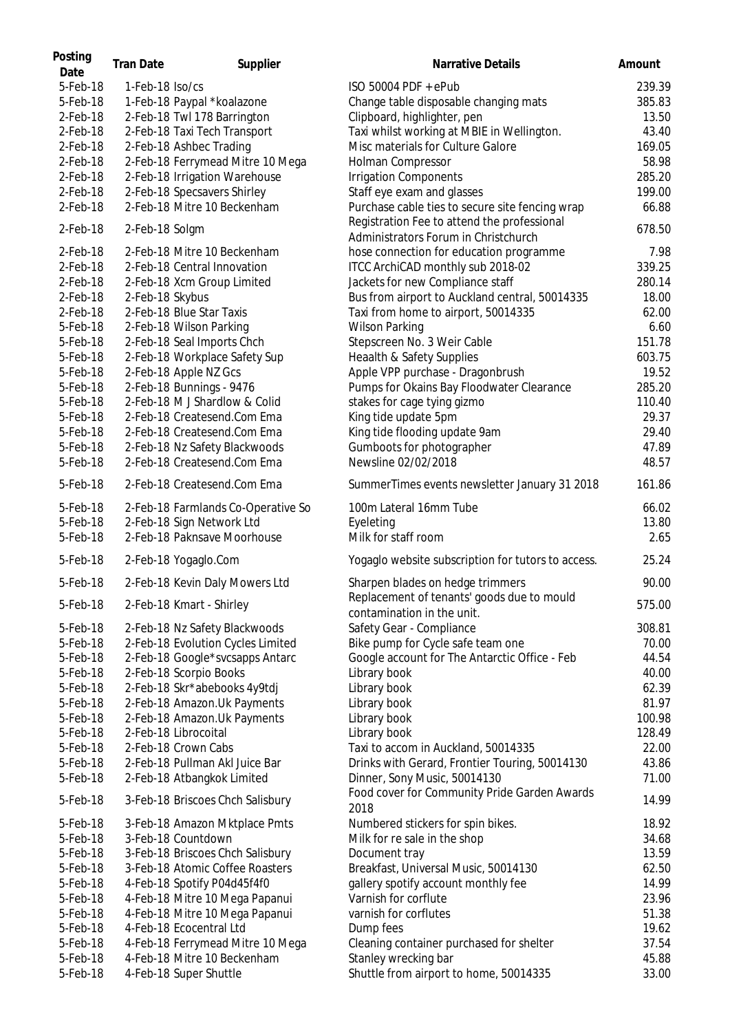| Posting Date | Tran Date | Supplier | Narrative Details | Amount |
|---|---|---|---|---|
| 5-Feb-18 | 1-Feb-18 | Iso/cs | ISO 50004 PDF + ePub | 239.39 |
| 5-Feb-18 | 1-Feb-18 | Paypal *koalazone | Change table disposable changing mats | 385.83 |
| 2-Feb-18 | 2-Feb-18 | Twl 178 Barrington | Clipboard, highlighter, pen | 13.50 |
| 2-Feb-18 | 2-Feb-18 | Taxi Tech Transport | Taxi whilst working at MBIE in Wellington. | 43.40 |
| 2-Feb-18 | 2-Feb-18 | Ashbec Trading | Misc materials for Culture Galore | 169.05 |
| 2-Feb-18 | 2-Feb-18 | Ferrymead Mitre 10 Mega | Holman Compressor | 58.98 |
| 2-Feb-18 | 2-Feb-18 | Irrigation Warehouse | Irrigation Components | 285.20 |
| 2-Feb-18 | 2-Feb-18 | Specsavers Shirley | Staff eye exam and glasses | 199.00 |
| 2-Feb-18 | 2-Feb-18 | Mitre 10 Beckenham | Purchase cable ties to secure site fencing wrap | 66.88 |
| 2-Feb-18 | 2-Feb-18 | Solgm | Registration Fee to attend the professional Administrators Forum in Christchurch | 678.50 |
| 2-Feb-18 | 2-Feb-18 | Mitre 10 Beckenham | hose connection for education programme | 7.98 |
| 2-Feb-18 | 2-Feb-18 | Central Innovation | ITCC ArchiCAD monthly sub 2018-02 | 339.25 |
| 2-Feb-18 | 2-Feb-18 | Xcm Group Limited | Jackets for new Compliance staff | 280.14 |
| 2-Feb-18 | 2-Feb-18 | Skybus | Bus from airport to Auckland central, 50014335 | 18.00 |
| 2-Feb-18 | 2-Feb-18 | Blue Star Taxis | Taxi from home to airport, 50014335 | 62.00 |
| 5-Feb-18 | 2-Feb-18 | Wilson Parking | Wilson Parking | 6.60 |
| 5-Feb-18 | 2-Feb-18 | Seal Imports Chch | Stepscreen No. 3 Weir Cable | 151.78 |
| 5-Feb-18 | 2-Feb-18 | Workplace Safety Sup | Heaalth & Safety Supplies | 603.75 |
| 5-Feb-18 | 2-Feb-18 | Apple NZ Gcs | Apple VPP purchase - Dragonbrush | 19.52 |
| 5-Feb-18 | 2-Feb-18 | Bunnings - 9476 | Pumps for Okains Bay Floodwater Clearance | 285.20 |
| 5-Feb-18 | 2-Feb-18 | M J Shardlow & Colid | stakes for cage tying gizmo | 110.40 |
| 5-Feb-18 | 2-Feb-18 | Createsend.Com Ema | King tide update 5pm | 29.37 |
| 5-Feb-18 | 2-Feb-18 | Createsend.Com Ema | King tide flooding update 9am | 29.40 |
| 5-Feb-18 | 2-Feb-18 | Nz Safety Blackwoods | Gumboots for photographer | 47.89 |
| 5-Feb-18 | 2-Feb-18 | Createsend.Com Ema | Newsline 02/02/2018 | 48.57 |
| 5-Feb-18 | 2-Feb-18 | Createsend.Com Ema | SummerTimes events newsletter January 31 2018 | 161.86 |
| 5-Feb-18 | 2-Feb-18 | Farmlands Co-Operative So | 100m Lateral 16mm Tube | 66.02 |
| 5-Feb-18 | 2-Feb-18 | Sign Network Ltd | Eyeleting | 13.80 |
| 5-Feb-18 | 2-Feb-18 | Paknsave Moorhouse | Milk for staff room | 2.65 |
| 5-Feb-18 | 2-Feb-18 | Yogaglo.Com | Yogaglo website subscription for tutors to access. | 25.24 |
| 5-Feb-18 | 2-Feb-18 | Kevin Daly Mowers Ltd | Sharpen blades on hedge trimmers | 90.00 |
| 5-Feb-18 | 2-Feb-18 | Kmart - Shirley | Replacement of tenants' goods due to mould contamination in the unit. | 575.00 |
| 5-Feb-18 | 2-Feb-18 | Nz Safety Blackwoods | Safety Gear - Compliance | 308.81 |
| 5-Feb-18 | 2-Feb-18 | Evolution Cycles Limited | Bike pump for Cycle safe team one | 70.00 |
| 5-Feb-18 | 2-Feb-18 | Google*svcsapps Antarc | Google account for The Antarctic Office - Feb | 44.54 |
| 5-Feb-18 | 2-Feb-18 | Scorpio Books | Library book | 40.00 |
| 5-Feb-18 | 2-Feb-18 | Skr*abebooks 4y9tdj | Library book | 62.39 |
| 5-Feb-18 | 2-Feb-18 | Amazon.Uk Payments | Library book | 81.97 |
| 5-Feb-18 | 2-Feb-18 | Amazon.Uk Payments | Library book | 100.98 |
| 5-Feb-18 | 2-Feb-18 | Librocoital | Library book | 128.49 |
| 5-Feb-18 | 2-Feb-18 | Crown Cabs | Taxi to accom in Auckland, 50014335 | 22.00 |
| 5-Feb-18 | 2-Feb-18 | Pullman Akl Juice Bar | Drinks with Gerard, Frontier Touring, 50014130 | 43.86 |
| 5-Feb-18 | 2-Feb-18 | Atbangkok Limited | Dinner, Sony Music, 50014130 | 71.00 |
| 5-Feb-18 | 3-Feb-18 | Briscoes Chch Salisbury | Food cover for Community Pride Garden Awards 2018 | 14.99 |
| 5-Feb-18 | 3-Feb-18 | Amazon Mktplace Pmts | Numbered stickers for spin bikes. | 18.92 |
| 5-Feb-18 | 3-Feb-18 | Countdown | Milk for re sale in the shop | 34.68 |
| 5-Feb-18 | 3-Feb-18 | Briscoes Chch Salisbury | Document tray | 13.59 |
| 5-Feb-18 | 3-Feb-18 | Atomic Coffee Roasters | Breakfast, Universal Music, 50014130 | 62.50 |
| 5-Feb-18 | 4-Feb-18 | Spotify P04d45f4f0 | gallery spotify account monthly fee | 14.99 |
| 5-Feb-18 | 4-Feb-18 | Mitre 10 Mega Papanui | Varnish for corflute | 23.96 |
| 5-Feb-18 | 4-Feb-18 | Mitre 10 Mega Papanui | varnish for corflutes | 51.38 |
| 5-Feb-18 | 4-Feb-18 | Ecocentral Ltd | Dump fees | 19.62 |
| 5-Feb-18 | 4-Feb-18 | Ferrymead Mitre 10 Mega | Cleaning container purchased for shelter | 37.54 |
| 5-Feb-18 | 4-Feb-18 | Mitre 10 Beckenham | Stanley wrecking bar | 45.88 |
| 5-Feb-18 | 4-Feb-18 | Super Shuttle | Shuttle from airport to home, 50014335 | 33.00 |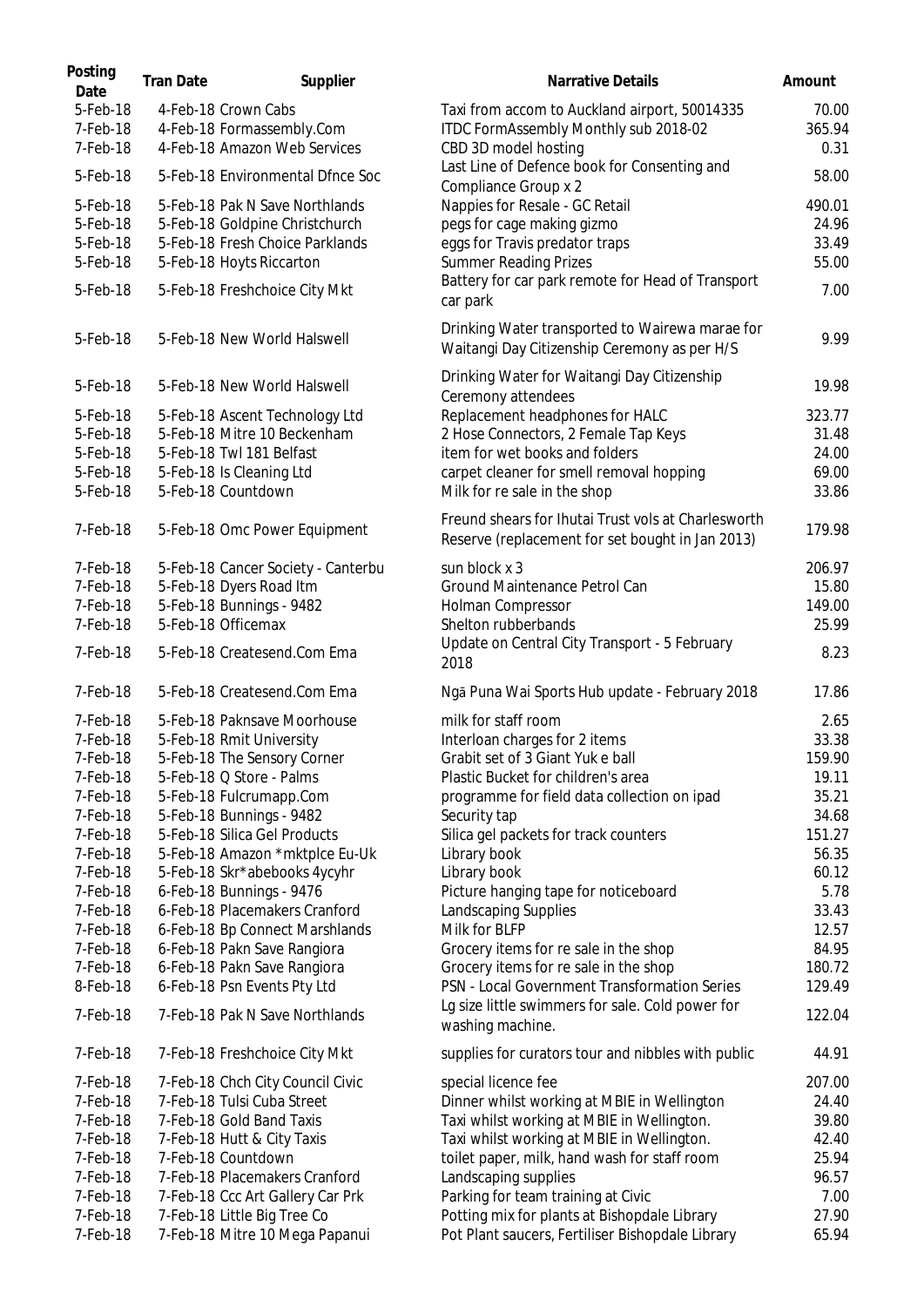| Posting Date | Tran Date | Supplier | Narrative Details | Amount |
|---|---|---|---|---|
| 5-Feb-18 | 4-Feb-18 | Crown Cabs | Taxi from accom to Auckland airport, 50014335 | 70.00 |
| 7-Feb-18 | 4-Feb-18 | Formassembly.Com | ITDC FormAssembly Monthly sub 2018-02 | 365.94 |
| 7-Feb-18 | 4-Feb-18 | Amazon Web Services | CBD 3D model hosting | 0.31 |
| 5-Feb-18 | 5-Feb-18 | Environmental Dfnce Soc | Last Line of Defence book for Consenting and Compliance Group x 2 | 58.00 |
| 5-Feb-18 | 5-Feb-18 | Pak N Save Northlands | Nappies for Resale - GC Retail | 490.01 |
| 5-Feb-18 | 5-Feb-18 | Goldpine Christchurch | pegs for cage making gizmo | 24.96 |
| 5-Feb-18 | 5-Feb-18 | Fresh Choice Parklands | eggs for Travis predator traps | 33.49 |
| 5-Feb-18 | 5-Feb-18 | Hoyts Riccarton | Summer Reading Prizes | 55.00 |
| 5-Feb-18 | 5-Feb-18 | Freshchoice City Mkt | Battery for car park remote for Head of Transport car park | 7.00 |
| 5-Feb-18 | 5-Feb-18 | New World Halswell | Drinking Water transported to Wairewa marae for Waitangi Day Citizenship Ceremony as per H/S | 9.99 |
| 5-Feb-18 | 5-Feb-18 | New World Halswell | Drinking Water for Waitangi Day Citizenship Ceremony attendees | 19.98 |
| 5-Feb-18 | 5-Feb-18 | Ascent Technology Ltd | Replacement headphones for HALC | 323.77 |
| 5-Feb-18 | 5-Feb-18 | Mitre 10 Beckenham | 2 Hose Connectors, 2 Female Tap Keys | 31.48 |
| 5-Feb-18 | 5-Feb-18 | Twl 181 Belfast | item for wet books and folders | 24.00 |
| 5-Feb-18 | 5-Feb-18 | Is Cleaning Ltd | carpet cleaner for smell removal hopping | 69.00 |
| 5-Feb-18 | 5-Feb-18 | Countdown | Milk for re sale in the shop | 33.86 |
| 7-Feb-18 | 5-Feb-18 | Omc Power Equipment | Freund shears for Ihutai Trust vols at Charlesworth Reserve (replacement for set bought in Jan 2013) | 179.98 |
| 7-Feb-18 | 5-Feb-18 | Cancer Society - Canterbu | sun block x 3 | 206.97 |
| 7-Feb-18 | 5-Feb-18 | Dyers Road Itm | Ground Maintenance Petrol Can | 15.80 |
| 7-Feb-18 | 5-Feb-18 | Bunnings - 9482 | Holman Compressor | 149.00 |
| 7-Feb-18 | 5-Feb-18 | Officemax | Shelton rubberbands | 25.99 |
| 7-Feb-18 | 5-Feb-18 | Createsend.Com Ema | Update on Central City Transport - 5 February 2018 | 8.23 |
| 7-Feb-18 | 5-Feb-18 | Createsend.Com Ema | Ngā Puna Wai Sports Hub update - February 2018 | 17.86 |
| 7-Feb-18 | 5-Feb-18 | Paknsave Moorhouse | milk for staff room | 2.65 |
| 7-Feb-18 | 5-Feb-18 | Rmit University | Interloan charges for 2 items | 33.38 |
| 7-Feb-18 | 5-Feb-18 | The Sensory Corner | Grabit set of 3 Giant Yuk e ball | 159.90 |
| 7-Feb-18 | 5-Feb-18 | Q Store - Palms | Plastic Bucket for children's area | 19.11 |
| 7-Feb-18 | 5-Feb-18 | Fulcrumapp.Com | programme for field data collection on ipad | 35.21 |
| 7-Feb-18 | 5-Feb-18 | Bunnings - 9482 | Security tap | 34.68 |
| 7-Feb-18 | 5-Feb-18 | Silica Gel Products | Silica gel packets for track counters | 151.27 |
| 7-Feb-18 | 5-Feb-18 | Amazon *mktplce Eu-Uk | Library book | 56.35 |
| 7-Feb-18 | 5-Feb-18 | Skr*abebooks 4ycyhr | Library book | 60.12 |
| 7-Feb-18 | 6-Feb-18 | Bunnings - 9476 | Picture hanging tape for noticeboard | 5.78 |
| 7-Feb-18 | 6-Feb-18 | Placemakers Cranford | Landscaping Supplies | 33.43 |
| 7-Feb-18 | 6-Feb-18 | Bp Connect Marshlands | Milk for BLFP | 12.57 |
| 7-Feb-18 | 6-Feb-18 | Pakn Save Rangiora | Grocery items for re sale in the shop | 84.95 |
| 7-Feb-18 | 6-Feb-18 | Pakn Save Rangiora | Grocery items for re sale in the shop | 180.72 |
| 8-Feb-18 | 6-Feb-18 | Psn Events Pty Ltd | PSN - Local Government Transformation Series | 129.49 |
| 7-Feb-18 | 7-Feb-18 | Pak N Save Northlands | Lg size little swimmers for sale. Cold power for washing machine. | 122.04 |
| 7-Feb-18 | 7-Feb-18 | Freshchoice City Mkt | supplies for curators tour and nibbles with public | 44.91 |
| 7-Feb-18 | 7-Feb-18 | Chch City Council Civic | special licence fee | 207.00 |
| 7-Feb-18 | 7-Feb-18 | Tulsi Cuba Street | Dinner whilst working at MBIE in Wellington | 24.40 |
| 7-Feb-18 | 7-Feb-18 | Gold Band Taxis | Taxi whilst working at MBIE in Wellington. | 39.80 |
| 7-Feb-18 | 7-Feb-18 | Hutt & City Taxis | Taxi whilst working at MBIE in Wellington. | 42.40 |
| 7-Feb-18 | 7-Feb-18 | Countdown | toilet paper, milk, hand wash for staff room | 25.94 |
| 7-Feb-18 | 7-Feb-18 | Placemakers Cranford | Landscaping supplies | 96.57 |
| 7-Feb-18 | 7-Feb-18 | Ccc Art Gallery Car Prk | Parking for team training at Civic | 7.00 |
| 7-Feb-18 | 7-Feb-18 | Little Big Tree Co | Potting mix for plants at Bishopdale Library | 27.90 |
| 7-Feb-18 | 7-Feb-18 | Mitre 10 Mega Papanui | Pot Plant saucers, Fertiliser Bishopdale Library | 65.94 |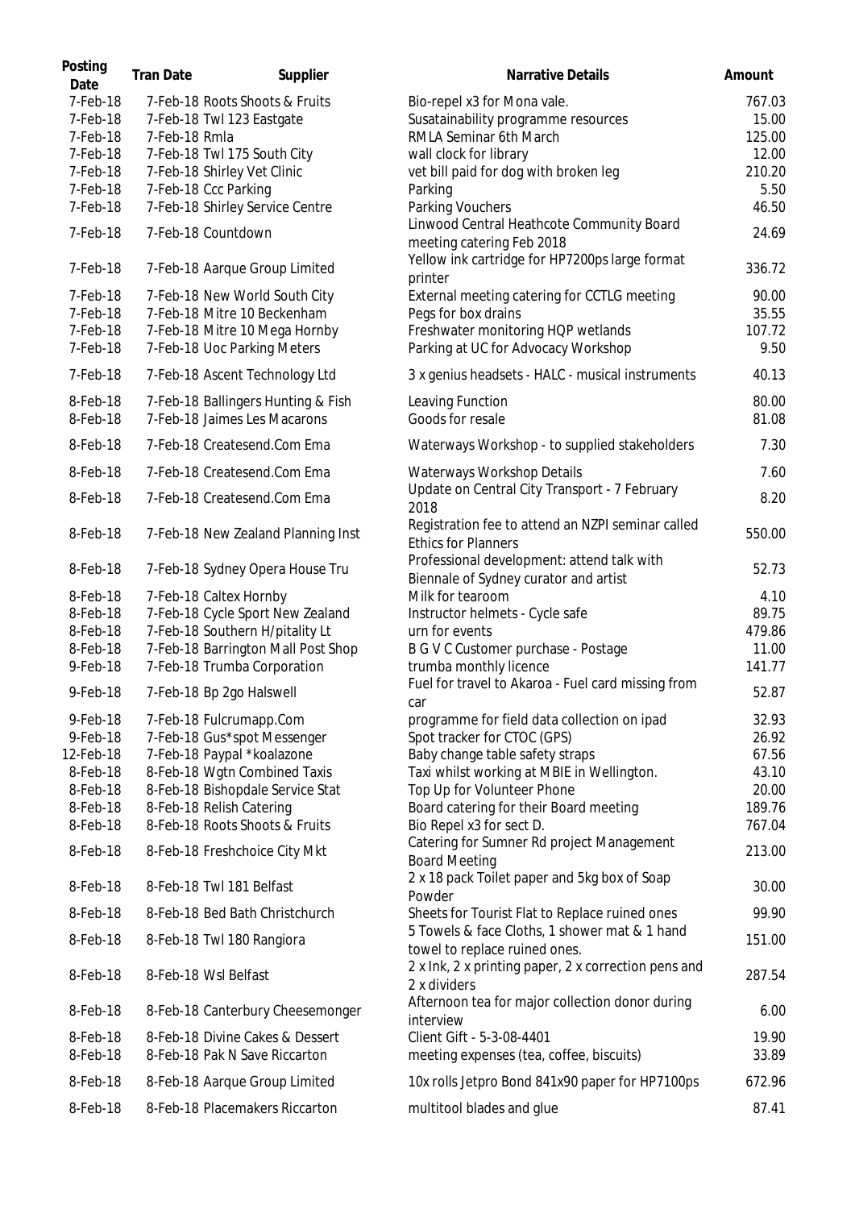| Posting Date | Tran Date | Supplier | Narrative Details | Amount |
| --- | --- | --- | --- | --- |
| 7-Feb-18 | 7-Feb-18 | Roots Shoots & Fruits | Bio-repel x3 for Mona vale. | 767.03 |
| 7-Feb-18 | 7-Feb-18 | Twl 123 Eastgate | Susatainability programme resources | 15.00 |
| 7-Feb-18 | 7-Feb-18 | Rmla | RMLA Seminar 6th March | 125.00 |
| 7-Feb-18 | 7-Feb-18 | Twl 175 South City | wall clock for library | 12.00 |
| 7-Feb-18 | 7-Feb-18 | Shirley Vet Clinic | vet bill paid for dog with broken leg | 210.20 |
| 7-Feb-18 | 7-Feb-18 | Ccc Parking | Parking | 5.50 |
| 7-Feb-18 | 7-Feb-18 | Shirley Service Centre | Parking Vouchers | 46.50 |
| 7-Feb-18 | 7-Feb-18 | Countdown | Linwood Central Heathcote Community Board meeting catering Feb 2018 | 24.69 |
| 7-Feb-18 | 7-Feb-18 | Aarque Group Limited | Yellow ink cartridge for HP7200ps large format printer | 336.72 |
| 7-Feb-18 | 7-Feb-18 | New World South City | External meeting catering for CCTLG meeting | 90.00 |
| 7-Feb-18 | 7-Feb-18 | Mitre 10 Beckenham | Pegs for box drains | 35.55 |
| 7-Feb-18 | 7-Feb-18 | Mitre 10 Mega Hornby | Freshwater monitoring HQP wetlands | 107.72 |
| 7-Feb-18 | 7-Feb-18 | Uoc Parking Meters | Parking at UC for Advocacy Workshop | 9.50 |
| 7-Feb-18 | 7-Feb-18 | Ascent Technology Ltd | 3 x genius headsets - HALC - musical instruments | 40.13 |
| 8-Feb-18 | 7-Feb-18 | Ballingers Hunting & Fish | Leaving Function | 80.00 |
| 8-Feb-18 | 7-Feb-18 | Jaimes Les Macarons | Goods for resale | 81.08 |
| 8-Feb-18 | 7-Feb-18 | Createsend.Com Ema | Waterways Workshop - to supplied stakeholders | 7.30 |
| 8-Feb-18 | 7-Feb-18 | Createsend.Com Ema | Waterways Workshop Details | 7.60 |
| 8-Feb-18 | 7-Feb-18 | Createsend.Com Ema | Update on Central City Transport - 7 February 2018 | 8.20 |
| 8-Feb-18 | 7-Feb-18 | New Zealand Planning Inst | Registration fee to attend an NZPI seminar called Ethics for Planners | 550.00 |
| 8-Feb-18 | 7-Feb-18 | Sydney Opera House Tru | Professional development: attend talk with Biennale of Sydney curator and artist | 52.73 |
| 8-Feb-18 | 7-Feb-18 | Caltex Hornby | Milk for tearoom | 4.10 |
| 8-Feb-18 | 7-Feb-18 | Cycle Sport New Zealand | Instructor helmets - Cycle safe | 89.75 |
| 8-Feb-18 | 7-Feb-18 | Southern H/pitality Lt | urn for events | 479.86 |
| 8-Feb-18 | 7-Feb-18 | Barrington Mall Post Shop | B G V C Customer purchase - Postage | 11.00 |
| 9-Feb-18 | 7-Feb-18 | Trumba Corporation | trumba monthly licence | 141.77 |
| 9-Feb-18 | 7-Feb-18 | Bp 2go Halswell | Fuel for travel to Akaroa - Fuel card missing from car | 52.87 |
| 9-Feb-18 | 7-Feb-18 | Fulcrumapp.Com | programme for field data collection on ipad | 32.93 |
| 9-Feb-18 | 7-Feb-18 | Gus*spot Messenger | Spot tracker for CTOC (GPS) | 26.92 |
| 12-Feb-18 | 7-Feb-18 | Paypal *koalazone | Baby change table safety straps | 67.56 |
| 8-Feb-18 | 8-Feb-18 | Wgtn Combined Taxis | Taxi whilst working at MBIE in Wellington. | 43.10 |
| 8-Feb-18 | 8-Feb-18 | Bishopdale Service Stat | Top Up for Volunteer Phone | 20.00 |
| 8-Feb-18 | 8-Feb-18 | Relish Catering | Board catering for their Board meeting | 189.76 |
| 8-Feb-18 | 8-Feb-18 | Roots Shoots & Fruits | Bio Repel x3 for sect D. | 767.04 |
| 8-Feb-18 | 8-Feb-18 | Freshchoice City Mkt | Catering for Sumner Rd project Management Board Meeting | 213.00 |
| 8-Feb-18 | 8-Feb-18 | Twl 181 Belfast | 2 x 18 pack Toilet paper and 5kg box of Soap Powder | 30.00 |
| 8-Feb-18 | 8-Feb-18 | Bed Bath Christchurch | Sheets for Tourist Flat to Replace ruined ones | 99.90 |
| 8-Feb-18 | 8-Feb-18 | Twl 180 Rangiora | 5 Towels & face Cloths, 1 shower mat & 1 hand towel to replace ruined ones. | 151.00 |
| 8-Feb-18 | 8-Feb-18 | Wsl Belfast | 2 x Ink, 2 x printing paper, 2 x correction pens and 2 x dividers | 287.54 |
| 8-Feb-18 | 8-Feb-18 | Canterbury Cheesemonger | Afternoon tea for major collection donor during interview | 6.00 |
| 8-Feb-18 | 8-Feb-18 | Divine Cakes & Dessert | Client Gift - 5-3-08-4401 | 19.90 |
| 8-Feb-18 | 8-Feb-18 | Pak N Save Riccarton | meeting expenses (tea, coffee, biscuits) | 33.89 |
| 8-Feb-18 | 8-Feb-18 | Aarque Group Limited | 10x rolls Jetpro Bond 841x90 paper for HP7100ps | 672.96 |
| 8-Feb-18 | 8-Feb-18 | Placemakers Riccarton | multitool blades and glue | 87.41 |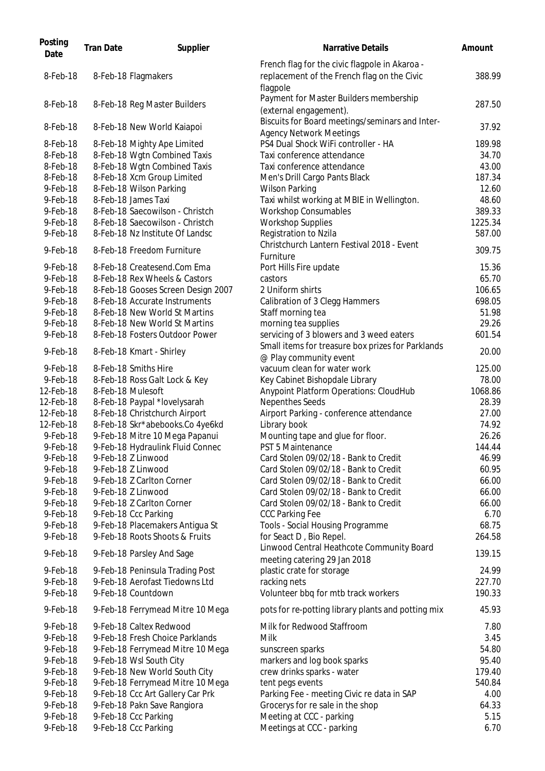| Posting Date | Tran Date | Supplier | Narrative Details | Amount |
|---|---|---|---|---|
| 8-Feb-18 | 8-Feb-18 | Flagmakers | French flag for the civic flagpole in Akaroa - replacement of the French flag on the Civic flagpole | 388.99 |
| 8-Feb-18 | 8-Feb-18 | Reg Master Builders | Payment for Master Builders membership (external engagement). | 287.50 |
| 8-Feb-18 | 8-Feb-18 | New World Kaiapoi | Biscuits for Board meetings/seminars and Inter-Agency Network Meetings | 37.92 |
| 8-Feb-18 | 8-Feb-18 | Mighty Ape Limited | PS4 Dual Shock WiFi controller - HA | 189.98 |
| 8-Feb-18 | 8-Feb-18 | Wgtn Combined Taxis | Taxi conference attendance | 34.70 |
| 8-Feb-18 | 8-Feb-18 | Wgtn Combined Taxis | Taxi conference attendance | 43.00 |
| 8-Feb-18 | 8-Feb-18 | Xcm Group Limited | Men's Drill Cargo Pants Black | 187.34 |
| 9-Feb-18 | 8-Feb-18 | Wilson Parking | Wilson Parking | 12.60 |
| 9-Feb-18 | 8-Feb-18 | James Taxi | Taxi whilst working at MBIE in Wellington. | 48.60 |
| 9-Feb-18 | 8-Feb-18 | Saecowilson - Christch | Workshop Consumables | 389.33 |
| 9-Feb-18 | 8-Feb-18 | Saecowilson - Christch | Workshop Supplies | 1225.34 |
| 9-Feb-18 | 8-Feb-18 | Nz Institute Of Landsc | Registration to Nzila | 587.00 |
| 9-Feb-18 | 8-Feb-18 | Freedom Furniture | Christchurch Lantern Festival 2018 - Event Furniture | 309.75 |
| 9-Feb-18 | 8-Feb-18 | Createsend.Com Ema | Port Hills Fire update | 15.36 |
| 9-Feb-18 | 8-Feb-18 | Rex Wheels & Castors | castors | 65.70 |
| 9-Feb-18 | 8-Feb-18 | Gooses Screen Design 2007 | 2 Uniform shirts | 106.65 |
| 9-Feb-18 | 8-Feb-18 | Accurate Instruments | Calibration of 3 Clegg Hammers | 698.05 |
| 9-Feb-18 | 8-Feb-18 | New World St Martins | Staff morning tea | 51.98 |
| 9-Feb-18 | 8-Feb-18 | New World St Martins | morning tea supplies | 29.26 |
| 9-Feb-18 | 8-Feb-18 | Fosters Outdoor Power | servicing of 3 blowers and 3 weed eaters | 601.54 |
| 9-Feb-18 | 8-Feb-18 | Kmart - Shirley | Small items for treasure box prizes for Parklands @ Play community event | 20.00 |
| 9-Feb-18 | 8-Feb-18 | Smiths Hire | vacuum clean for water work | 125.00 |
| 9-Feb-18 | 8-Feb-18 | Ross Galt Lock & Key | Key Cabinet Bishopdale Library | 78.00 |
| 12-Feb-18 | 8-Feb-18 | Mulesoft | Anypoint Platform Operations: CloudHub | 1068.86 |
| 12-Feb-18 | 8-Feb-18 | Paypal *lovelysarah | Nepenthes Seeds | 28.39 |
| 12-Feb-18 | 8-Feb-18 | Christchurch Airport | Airport Parking - conference attendance | 27.00 |
| 12-Feb-18 | 8-Feb-18 | Skr*abebooks.Co 4ye6kd | Library book | 74.92 |
| 9-Feb-18 | 9-Feb-18 | Mitre 10 Mega Papanui | Mounting tape and glue for floor. | 26.26 |
| 9-Feb-18 | 9-Feb-18 | Hydraulink Fluid Connec | PST 5 Maintenance | 144.44 |
| 9-Feb-18 | 9-Feb-18 | Z Linwood | Card Stolen 09/02/18 - Bank to Credit | 46.99 |
| 9-Feb-18 | 9-Feb-18 | Z Linwood | Card Stolen 09/02/18 - Bank to Credit | 60.95 |
| 9-Feb-18 | 9-Feb-18 | Z Carlton Corner | Card Stolen 09/02/18 - Bank to Credit | 66.00 |
| 9-Feb-18 | 9-Feb-18 | Z Linwood | Card Stolen 09/02/18 - Bank to Credit | 66.00 |
| 9-Feb-18 | 9-Feb-18 | Z Carlton Corner | Card Stolen 09/02/18 - Bank to Credit | 66.00 |
| 9-Feb-18 | 9-Feb-18 | Ccc Parking | CCC Parking Fee | 6.70 |
| 9-Feb-18 | 9-Feb-18 | Placemakers Antigua St | Tools - Social Housing Programme | 68.75 |
| 9-Feb-18 | 9-Feb-18 | Roots Shoots & Fruits | for Seact D , Bio Repel. | 264.58 |
| 9-Feb-18 | 9-Feb-18 | Parsley And Sage | Linwood Central Heathcote Community Board meeting catering 29 Jan 2018 | 139.15 |
| 9-Feb-18 | 9-Feb-18 | Peninsula Trading Post | plastic crate for storage | 24.99 |
| 9-Feb-18 | 9-Feb-18 | Aerofast Tiedowns Ltd | racking nets | 227.70 |
| 9-Feb-18 | 9-Feb-18 | Countdown | Volunteer bbq for mtb track workers | 190.33 |
| 9-Feb-18 | 9-Feb-18 | Ferrymead Mitre 10 Mega | pots for re-potting library plants and potting mix | 45.93 |
| 9-Feb-18 | 9-Feb-18 | Caltex Redwood | Milk for Redwood Staffroom | 7.80 |
| 9-Feb-18 | 9-Feb-18 | Fresh Choice Parklands | Milk | 3.45 |
| 9-Feb-18 | 9-Feb-18 | Ferrymead Mitre 10 Mega | sunscreen sparks | 54.80 |
| 9-Feb-18 | 9-Feb-18 | Wsl South City | markers and log book sparks | 95.40 |
| 9-Feb-18 | 9-Feb-18 | New World South City | crew drinks sparks - water | 179.40 |
| 9-Feb-18 | 9-Feb-18 | Ferrymead Mitre 10 Mega | tent pegs events | 540.84 |
| 9-Feb-18 | 9-Feb-18 | Ccc Art Gallery Car Prk | Parking Fee - meeting Civic re data in SAP | 4.00 |
| 9-Feb-18 | 9-Feb-18 | Pakn Save Rangiora | Grocerys for re sale in the shop | 64.33 |
| 9-Feb-18 | 9-Feb-18 | Ccc Parking | Meeting at CCC - parking | 5.15 |
| 9-Feb-18 | 9-Feb-18 | Ccc Parking | Meetings at CCC - parking | 6.70 |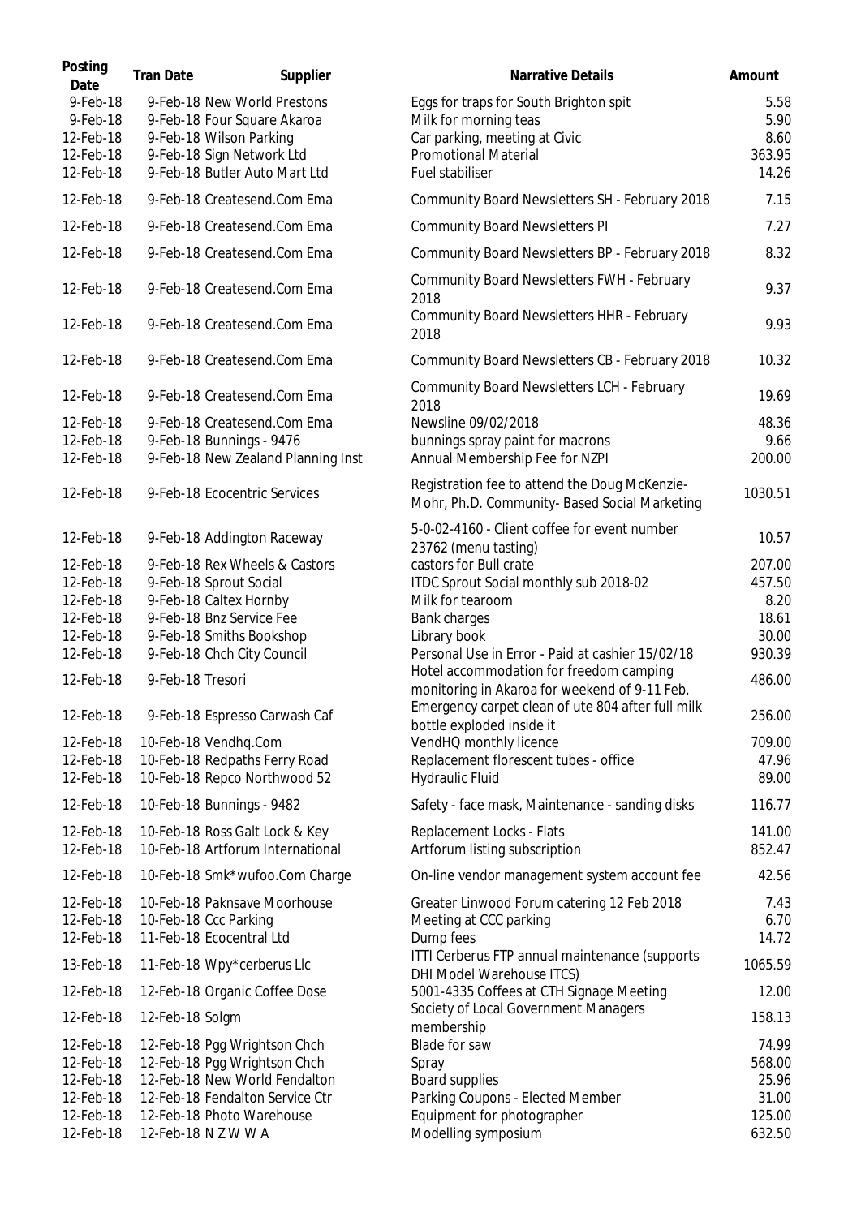| Posting Date | Tran Date | Supplier | Narrative Details | Amount |
|---|---|---|---|---|
| 9-Feb-18 | 9-Feb-18 | New World Prestons | Eggs for traps for South Brighton spit | 5.58 |
| 9-Feb-18 | 9-Feb-18 | Four Square Akaroa | Milk for morning teas | 5.90 |
| 12-Feb-18 | 9-Feb-18 | Wilson Parking | Car parking, meeting at Civic | 8.60 |
| 12-Feb-18 | 9-Feb-18 | Sign Network Ltd | Promotional Material | 363.95 |
| 12-Feb-18 | 9-Feb-18 | Butler Auto Mart Ltd | Fuel stabiliser | 14.26 |
| 12-Feb-18 | 9-Feb-18 | Createsend.Com Ema | Community Board Newsletters SH - February 2018 | 7.15 |
| 12-Feb-18 | 9-Feb-18 | Createsend.Com Ema | Community Board Newsletters PI | 7.27 |
| 12-Feb-18 | 9-Feb-18 | Createsend.Com Ema | Community Board Newsletters BP - February 2018 | 8.32 |
| 12-Feb-18 | 9-Feb-18 | Createsend.Com Ema | Community Board Newsletters FWH - February 2018 | 9.37 |
| 12-Feb-18 | 9-Feb-18 | Createsend.Com Ema | Community Board Newsletters HHR - February 2018 | 9.93 |
| 12-Feb-18 | 9-Feb-18 | Createsend.Com Ema | Community Board Newsletters CB - February 2018 | 10.32 |
| 12-Feb-18 | 9-Feb-18 | Createsend.Com Ema | Community Board Newsletters LCH - February 2018 | 19.69 |
| 12-Feb-18 | 9-Feb-18 | Createsend.Com Ema | Newsline 09/02/2018 | 48.36 |
| 12-Feb-18 | 9-Feb-18 | Bunnings - 9476 | bunnings spray paint for macrons | 9.66 |
| 12-Feb-18 | 9-Feb-18 | New Zealand Planning Inst | Annual Membership Fee for NZPI | 200.00 |
| 12-Feb-18 | 9-Feb-18 | Ecocentric Services | Registration fee to attend the Doug McKenzie-Mohr, Ph.D. Community- Based Social Marketing | 1030.51 |
| 12-Feb-18 | 9-Feb-18 | Addington Raceway | 5-0-02-4160 - Client coffee for event number 23762 (menu tasting) | 10.57 |
| 12-Feb-18 | 9-Feb-18 | Rex Wheels & Castors | castors for Bull crate | 207.00 |
| 12-Feb-18 | 9-Feb-18 | Sprout Social | ITDC Sprout Social monthly sub 2018-02 | 457.50 |
| 12-Feb-18 | 9-Feb-18 | Caltex Hornby | Milk for tearoom | 8.20 |
| 12-Feb-18 | 9-Feb-18 | Bnz Service Fee | Bank charges | 18.61 |
| 12-Feb-18 | 9-Feb-18 | Smiths Bookshop | Library book | 30.00 |
| 12-Feb-18 | 9-Feb-18 | Chch City Council | Personal Use in Error - Paid at cashier 15/02/18 | 930.39 |
| 12-Feb-18 | 9-Feb-18 | Tresori | Hotel accommodation for freedom camping monitoring in Akaroa for weekend of 9-11 Feb. | 486.00 |
| 12-Feb-18 | 9-Feb-18 | Espresso Carwash Caf | Emergency carpet clean of ute 804 after full milk bottle exploded inside it | 256.00 |
| 12-Feb-18 | 10-Feb-18 | Vendhq.Com | VendHQ monthly licence | 709.00 |
| 12-Feb-18 | 10-Feb-18 | Redpaths Ferry Road | Replacement florescent tubes - office | 47.96 |
| 12-Feb-18 | 10-Feb-18 | Repco Northwood 52 | Hydraulic Fluid | 89.00 |
| 12-Feb-18 | 10-Feb-18 | Bunnings - 9482 | Safety - face mask, Maintenance - sanding disks | 116.77 |
| 12-Feb-18 | 10-Feb-18 | Ross Galt Lock & Key | Replacement Locks - Flats | 141.00 |
| 12-Feb-18 | 10-Feb-18 | Artforum International | Artforum listing subscription | 852.47 |
| 12-Feb-18 | 10-Feb-18 | Smk*wufoo.Com Charge | On-line vendor management system account fee | 42.56 |
| 12-Feb-18 | 10-Feb-18 | Paknsave Moorhouse | Greater Linwood Forum catering 12 Feb 2018 | 7.43 |
| 12-Feb-18 | 10-Feb-18 | Ccc Parking | Meeting at CCC parking | 6.70 |
| 12-Feb-18 | 11-Feb-18 | Ecocentral Ltd | Dump fees | 14.72 |
| 13-Feb-18 | 11-Feb-18 | Wpy*cerberus Llc | ITTI Cerberus FTP annual maintenance (supports DHI Model Warehouse ITCS) | 1065.59 |
| 12-Feb-18 | 12-Feb-18 | Organic Coffee Dose | 5001-4335 Coffees at CTH Signage Meeting | 12.00 |
| 12-Feb-18 | 12-Feb-18 | Solgm | Society of Local Government Managers membership | 158.13 |
| 12-Feb-18 | 12-Feb-18 | Pgg Wrightson Chch | Blade for saw | 74.99 |
| 12-Feb-18 | 12-Feb-18 | Pgg Wrightson Chch | Spray | 568.00 |
| 12-Feb-18 | 12-Feb-18 | New World Fendalton | Board supplies | 25.96 |
| 12-Feb-18 | 12-Feb-18 | Fendalton Service Ctr | Parking Coupons - Elected Member | 31.00 |
| 12-Feb-18 | 12-Feb-18 | Photo Warehouse | Equipment for photographer | 125.00 |
| 12-Feb-18 | 12-Feb-18 | N Z W W A | Modelling symposium | 632.50 |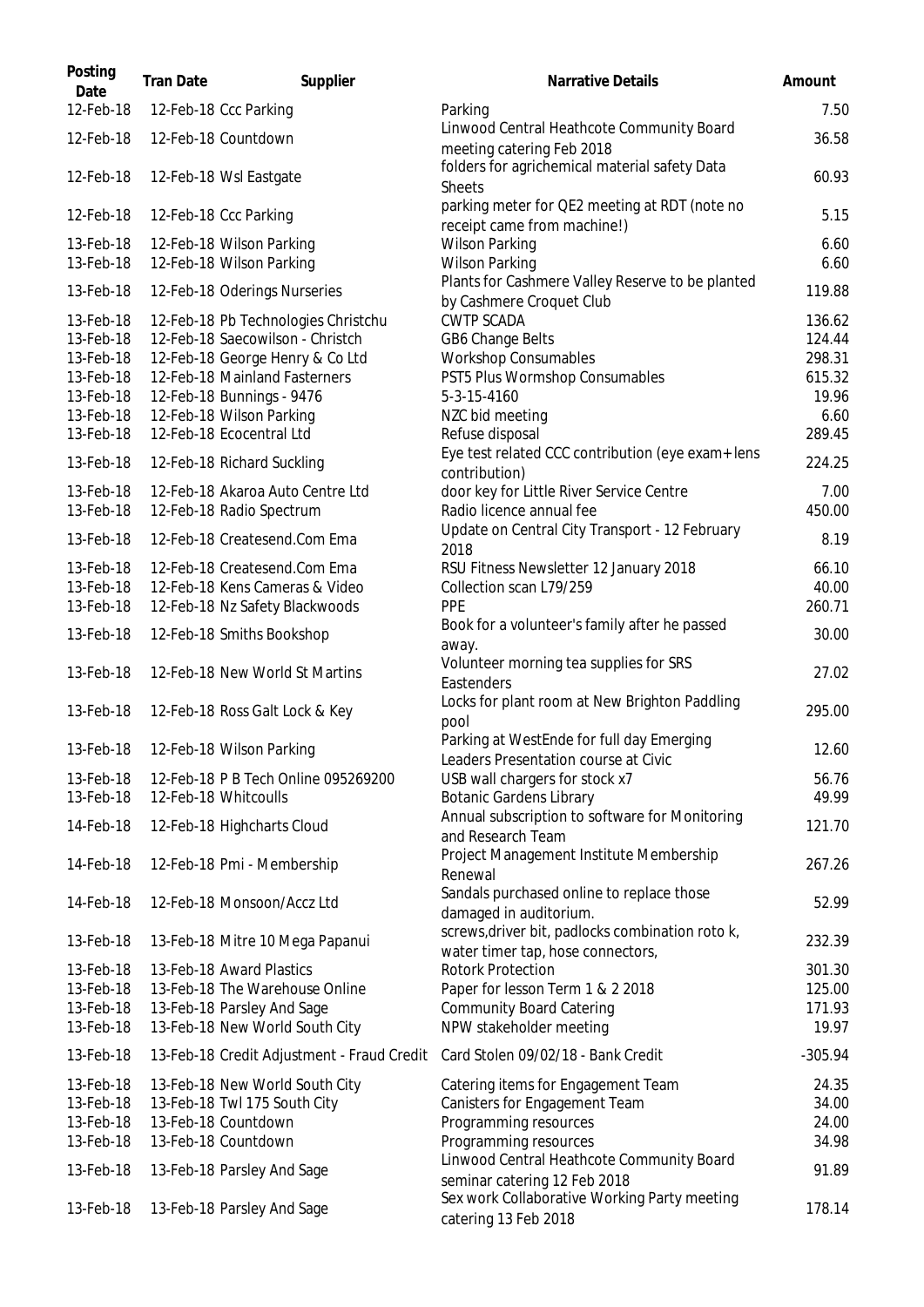| Posting Date | Tran Date | Supplier | Narrative Details | Amount |
|---|---|---|---|---|
| 12-Feb-18 | 12-Feb-18 | Ccc Parking | Parking | 7.50 |
| 12-Feb-18 | 12-Feb-18 | Countdown | Linwood Central Heathcote Community Board meeting catering Feb 2018 | 36.58 |
| 12-Feb-18 | 12-Feb-18 | Wsl Eastgate | folders for agrichemical material safety Data Sheets | 60.93 |
| 12-Feb-18 | 12-Feb-18 | Ccc Parking | parking meter for QE2 meeting at RDT (note no receipt came from machine!) | 5.15 |
| 13-Feb-18 | 12-Feb-18 | Wilson Parking | Wilson Parking | 6.60 |
| 13-Feb-18 | 12-Feb-18 | Wilson Parking | Wilson Parking | 6.60 |
| 13-Feb-18 | 12-Feb-18 | Oderings Nurseries | Plants for Cashmere Valley Reserve to be planted by Cashmere Croquet Club | 119.88 |
| 13-Feb-18 | 12-Feb-18 | Pb Technologies Christchu | CWTP SCADA | 136.62 |
| 13-Feb-18 | 12-Feb-18 | Saecowilson - Christch | GB6 Change Belts | 124.44 |
| 13-Feb-18 | 12-Feb-18 | George Henry & Co Ltd | Workshop Consumables | 298.31 |
| 13-Feb-18 | 12-Feb-18 | Mainland Fasterners | PST5 Plus Wormshop Consumables | 615.32 |
| 13-Feb-18 | 12-Feb-18 | Bunnings - 9476 | 5-3-15-4160 | 19.96 |
| 13-Feb-18 | 12-Feb-18 | Wilson Parking | NZC bid meeting | 6.60 |
| 13-Feb-18 | 12-Feb-18 | Ecocentral Ltd | Refuse disposal | 289.45 |
| 13-Feb-18 | 12-Feb-18 | Richard Suckling | Eye test related CCC contribution (eye exam+lens contribution) | 224.25 |
| 13-Feb-18 | 12-Feb-18 | Akaroa Auto Centre Ltd | door key for Little River Service Centre | 7.00 |
| 13-Feb-18 | 12-Feb-18 | Radio Spectrum | Radio licence annual fee | 450.00 |
| 13-Feb-18 | 12-Feb-18 | Createsend.Com Ema | Update on Central City Transport - 12 February 2018 | 8.19 |
| 13-Feb-18 | 12-Feb-18 | Createsend.Com Ema | RSU Fitness Newsletter 12 January 2018 | 66.10 |
| 13-Feb-18 | 12-Feb-18 | Kens Cameras & Video | Collection scan L79/259 | 40.00 |
| 13-Feb-18 | 12-Feb-18 | Nz Safety Blackwoods | PPE | 260.71 |
| 13-Feb-18 | 12-Feb-18 | Smiths Bookshop | Book for a volunteer's family after he passed away. | 30.00 |
| 13-Feb-18 | 12-Feb-18 | New World St Martins | Volunteer morning tea supplies for SRS Eastenders | 27.02 |
| 13-Feb-18 | 12-Feb-18 | Ross Galt Lock & Key | Locks for plant room at New Brighton Paddling pool | 295.00 |
| 13-Feb-18 | 12-Feb-18 | Wilson Parking | Parking at WestEnde for full day Emerging Leaders Presentation course at Civic | 12.60 |
| 13-Feb-18 | 12-Feb-18 | P B Tech Online 095269200 | USB wall chargers for stock x7 | 56.76 |
| 13-Feb-18 | 12-Feb-18 | Whitcoulls | Botanic Gardens Library | 49.99 |
| 14-Feb-18 | 12-Feb-18 | Highcharts Cloud | Annual subscription to software for Monitoring and Research Team | 121.70 |
| 14-Feb-18 | 12-Feb-18 | Pmi - Membership | Project Management Institute Membership Renewal | 267.26 |
| 14-Feb-18 | 12-Feb-18 | Monsoon/Accz Ltd | Sandals purchased online to replace those damaged in auditorium. | 52.99 |
| 13-Feb-18 | 13-Feb-18 | Mitre 10 Mega Papanui | screws,driver bit, padlocks combination roto k, water timer tap, hose connectors, | 232.39 |
| 13-Feb-18 | 13-Feb-18 | Award Plastics | Rotork Protection | 301.30 |
| 13-Feb-18 | 13-Feb-18 | The Warehouse Online | Paper for lesson Term 1 & 2 2018 | 125.00 |
| 13-Feb-18 | 13-Feb-18 | Parsley And Sage | Community Board Catering | 171.93 |
| 13-Feb-18 | 13-Feb-18 | New World South City | NPW stakeholder meeting | 19.97 |
| 13-Feb-18 | 13-Feb-18 | Credit Adjustment - Fraud Credit | Card Stolen 09/02/18 - Bank Credit | -305.94 |
| 13-Feb-18 | 13-Feb-18 | New World South City | Catering items for Engagement Team | 24.35 |
| 13-Feb-18 | 13-Feb-18 | Twl 175 South City | Canisters for Engagement Team | 34.00 |
| 13-Feb-18 | 13-Feb-18 | Countdown | Programming resources | 24.00 |
| 13-Feb-18 | 13-Feb-18 | Countdown | Programming resources | 34.98 |
| 13-Feb-18 | 13-Feb-18 | Parsley And Sage | Linwood Central Heathcote Community Board seminar catering 12 Feb 2018 | 91.89 |
| 13-Feb-18 | 13-Feb-18 | Parsley And Sage | Sex work Collaborative Working Party meeting catering 13 Feb 2018 | 178.14 |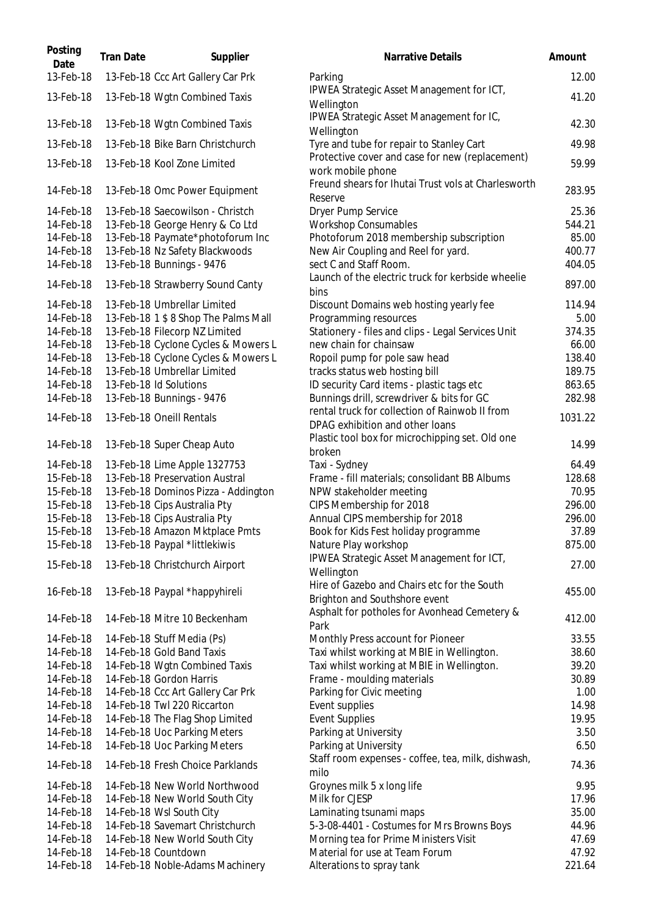| Posting Date | Tran Date | Supplier | Narrative Details | Amount |
|---|---|---|---|---|
| 13-Feb-18 | 13-Feb-18 | Ccc Art Gallery Car Prk | Parking | 12.00 |
| 13-Feb-18 | 13-Feb-18 | Wgtn Combined Taxis | IPWEA Strategic Asset Management for ICT, Wellington | 41.20 |
| 13-Feb-18 | 13-Feb-18 | Wgtn Combined Taxis | IPWEA Strategic Asset Management for IC, Wellington | 42.30 |
| 13-Feb-18 | 13-Feb-18 | Bike Barn Christchurch | Tyre and tube for repair to Stanley Cart | 49.98 |
| 13-Feb-18 | 13-Feb-18 | Kool Zone Limited | Protective cover and case for new (replacement) work mobile phone | 59.99 |
| 14-Feb-18 | 13-Feb-18 | Omc Power Equipment | Freund shears for Ihutai Trust vols at Charlesworth Reserve | 283.95 |
| 14-Feb-18 | 13-Feb-18 | Saecowilson - Christch | Dryer Pump Service | 25.36 |
| 14-Feb-18 | 13-Feb-18 | George Henry & Co Ltd | Workshop Consumables | 544.21 |
| 14-Feb-18 | 13-Feb-18 | Paymate*photoforum Inc | Photoforum 2018 membership subscription | 85.00 |
| 14-Feb-18 | 13-Feb-18 | Nz Safety Blackwoods | New Air Coupling and Reel for yard. | 400.77 |
| 14-Feb-18 | 13-Feb-18 | Bunnings - 9476 | sect C and Staff Room. | 404.05 |
| 14-Feb-18 | 13-Feb-18 | Strawberry Sound Canty | Launch of the electric truck for kerbside wheelie bins | 897.00 |
| 14-Feb-18 | 13-Feb-18 | Umbrellar Limited | Discount Domains web hosting yearly fee | 114.94 |
| 14-Feb-18 | 13-Feb-18 | 1 $ 8 Shop The Palms Mall | Programming resources | 5.00 |
| 14-Feb-18 | 13-Feb-18 | Filecorp NZ Limited | Stationery - files and clips - Legal Services Unit | 374.35 |
| 14-Feb-18 | 13-Feb-18 | Cyclone Cycles & Mowers L | new chain for chainsaw | 66.00 |
| 14-Feb-18 | 13-Feb-18 | Cyclone Cycles & Mowers L | Ropoil pump for pole saw head | 138.40 |
| 14-Feb-18 | 13-Feb-18 | Umbrellar Limited | tracks status web hosting bill | 189.75 |
| 14-Feb-18 | 13-Feb-18 | Id Solutions | ID security Card items - plastic tags etc | 863.65 |
| 14-Feb-18 | 13-Feb-18 | Bunnings - 9476 | Bunnings drill, screwdriver & bits for GC | 282.98 |
| 14-Feb-18 | 13-Feb-18 | Oneill Rentals | rental truck for collection of Rainwob II from DPAG exhibition and other loans | 1031.22 |
| 14-Feb-18 | 13-Feb-18 | Super Cheap Auto | Plastic tool box for microchipping set. Old one broken | 14.99 |
| 14-Feb-18 | 13-Feb-18 | Lime Apple 1327753 | Taxi - Sydney | 64.49 |
| 15-Feb-18 | 13-Feb-18 | Preservation Austral | Frame - fill materials; consolidant BB Albums | 128.68 |
| 15-Feb-18 | 13-Feb-18 | Dominos Pizza - Addington | NPW stakeholder meeting | 70.95 |
| 15-Feb-18 | 13-Feb-18 | Cips Australia Pty | CIPS Membership for 2018 | 296.00 |
| 15-Feb-18 | 13-Feb-18 | Cips Australia Pty | Annual CIPS membership for 2018 | 296.00 |
| 15-Feb-18 | 13-Feb-18 | Amazon Mktplace Pmts | Book for Kids Fest holiday programme | 37.89 |
| 15-Feb-18 | 13-Feb-18 | Paypal *littlekiwis | Nature Play workshop | 875.00 |
| 15-Feb-18 | 13-Feb-18 | Christchurch Airport | IPWEA Strategic Asset Management for ICT, Wellington | 27.00 |
| 16-Feb-18 | 13-Feb-18 | Paypal *happyhireli | Hire of Gazebo and Chairs etc for the South Brighton and Southshore event | 455.00 |
| 14-Feb-18 | 14-Feb-18 | Mitre 10 Beckenham | Asphalt for potholes for Avonhead Cemetery & Park | 412.00 |
| 14-Feb-18 | 14-Feb-18 | Stuff Media (Ps) | Monthly Press account for Pioneer | 33.55 |
| 14-Feb-18 | 14-Feb-18 | Gold Band Taxis | Taxi whilst working at MBIE in Wellington. | 38.60 |
| 14-Feb-18 | 14-Feb-18 | Wgtn Combined Taxis | Taxi whilst working at MBIE in Wellington. | 39.20 |
| 14-Feb-18 | 14-Feb-18 | Gordon Harris | Frame - moulding materials | 30.89 |
| 14-Feb-18 | 14-Feb-18 | Ccc Art Gallery Car Prk | Parking for Civic meeting | 1.00 |
| 14-Feb-18 | 14-Feb-18 | Twl 220 Riccarton | Event supplies | 14.98 |
| 14-Feb-18 | 14-Feb-18 | The Flag Shop Limited | Event Supplies | 19.95 |
| 14-Feb-18 | 14-Feb-18 | Uoc Parking Meters | Parking at University | 3.50 |
| 14-Feb-18 | 14-Feb-18 | Uoc Parking Meters | Parking at University | 6.50 |
| 14-Feb-18 | 14-Feb-18 | Fresh Choice Parklands | Staff room expenses - coffee, tea, milk, dishwash, milo | 74.36 |
| 14-Feb-18 | 14-Feb-18 | New World Northwood | Groynes milk 5 x long life | 9.95 |
| 14-Feb-18 | 14-Feb-18 | New World South City | Milk for CJESP | 17.96 |
| 14-Feb-18 | 14-Feb-18 | Wsl South City | Laminating tsunami maps | 35.00 |
| 14-Feb-18 | 14-Feb-18 | Savemart Christchurch | 5-3-08-4401 - Costumes for Mrs Browns Boys | 44.96 |
| 14-Feb-18 | 14-Feb-18 | New World South City | Morning tea for Prime Ministers Visit | 47.69 |
| 14-Feb-18 | 14-Feb-18 | Countdown | Material for use at Team Forum | 47.92 |
| 14-Feb-18 | 14-Feb-18 | Noble-Adams Machinery | Alterations to spray tank | 221.64 |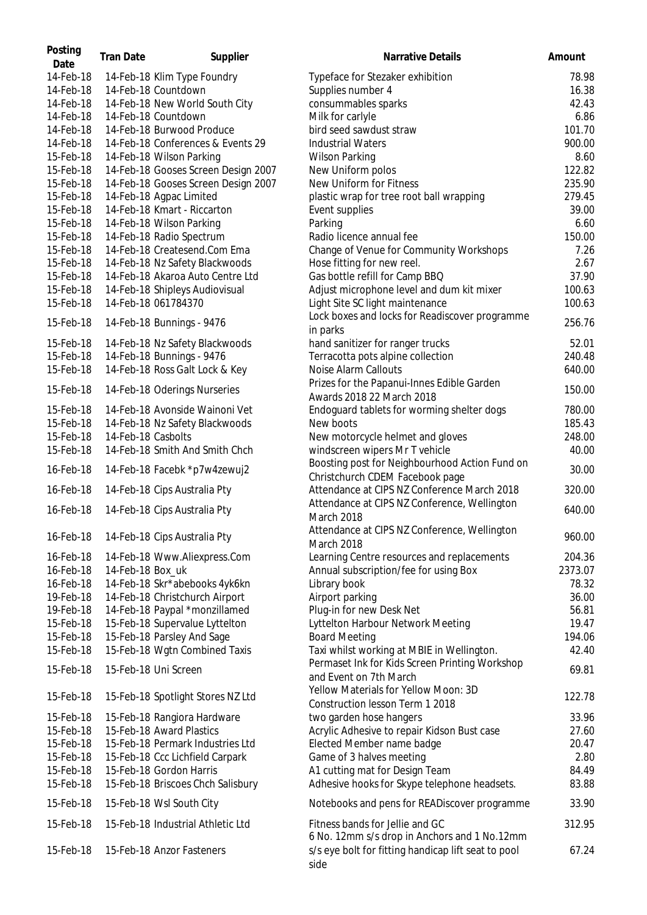| Posting Date | Tran Date | Supplier | Narrative Details | Amount |
|---|---|---|---|---|
| 14-Feb-18 | 14-Feb-18 | Klim Type Foundry | Typeface for Stezaker exhibition | 78.98 |
| 14-Feb-18 | 14-Feb-18 | Countdown | Supplies number 4 | 16.38 |
| 14-Feb-18 | 14-Feb-18 | New World South City | consummables sparks | 42.43 |
| 14-Feb-18 | 14-Feb-18 | Countdown | Milk for carlyle | 6.86 |
| 14-Feb-18 | 14-Feb-18 | Burwood Produce | bird seed sawdust straw | 101.70 |
| 14-Feb-18 | 14-Feb-18 | Conferences & Events 29 | Industrial Waters | 900.00 |
| 15-Feb-18 | 14-Feb-18 | Wilson Parking | Wilson Parking | 8.60 |
| 15-Feb-18 | 14-Feb-18 | Gooses Screen Design 2007 | New Uniform polos | 122.82 |
| 15-Feb-18 | 14-Feb-18 | Gooses Screen Design 2007 | New Uniform for Fitness | 235.90 |
| 15-Feb-18 | 14-Feb-18 | Agpac Limited | plastic wrap for tree root ball wrapping | 279.45 |
| 15-Feb-18 | 14-Feb-18 | Kmart - Riccarton | Event supplies | 39.00 |
| 15-Feb-18 | 14-Feb-18 | Wilson Parking | Parking | 6.60 |
| 15-Feb-18 | 14-Feb-18 | Radio Spectrum | Radio licence annual fee | 150.00 |
| 15-Feb-18 | 14-Feb-18 | Createsend.Com Ema | Change of Venue for Community Workshops | 7.26 |
| 15-Feb-18 | 14-Feb-18 | Nz Safety Blackwoods | Hose fitting for new reel. | 2.67 |
| 15-Feb-18 | 14-Feb-18 | Akaroa Auto Centre Ltd | Gas bottle refill for Camp BBQ | 37.90 |
| 15-Feb-18 | 14-Feb-18 | Shipleys Audiovisual | Adjust microphone level and dum kit mixer | 100.63 |
| 15-Feb-18 | 14-Feb-18 | 061784370 | Light Site SC light maintenance | 100.63 |
| 15-Feb-18 | 14-Feb-18 | Bunnings - 9476 | Lock boxes and locks for Readiscover programme in parks | 256.76 |
| 15-Feb-18 | 14-Feb-18 | Nz Safety Blackwoods | hand sanitizer for ranger trucks | 52.01 |
| 15-Feb-18 | 14-Feb-18 | Bunnings - 9476 | Terracotta pots alpine collection | 240.48 |
| 15-Feb-18 | 14-Feb-18 | Ross Galt Lock & Key | Noise Alarm Callouts | 640.00 |
| 15-Feb-18 | 14-Feb-18 | Oderings Nurseries | Prizes for the Papanui-Innes Edible Garden Awards 2018 22 March 2018 | 150.00 |
| 15-Feb-18 | 14-Feb-18 | Avonside Wainoni Vet | Endoguard tablets for worming shelter dogs | 780.00 |
| 15-Feb-18 | 14-Feb-18 | Nz Safety Blackwoods | New boots | 185.43 |
| 15-Feb-18 | 14-Feb-18 | Casbolts | New motorcycle helmet and gloves | 248.00 |
| 15-Feb-18 | 14-Feb-18 | Smith And Smith Chch | windscreen wipers Mr T vehicle | 40.00 |
| 16-Feb-18 | 14-Feb-18 | Facebk *p7w4zewuj2 | Boosting post for Neighbourhood Action Fund on Christchurch CDEM Facebook page | 30.00 |
| 16-Feb-18 | 14-Feb-18 | Cips Australia Pty | Attendance at CIPS NZ Conference March 2018 | 320.00 |
| 16-Feb-18 | 14-Feb-18 | Cips Australia Pty | Attendance at CIPS NZ Conference, Wellington March 2018 | 640.00 |
| 16-Feb-18 | 14-Feb-18 | Cips Australia Pty | Attendance at CIPS NZ Conference, Wellington March 2018 | 960.00 |
| 16-Feb-18 | 14-Feb-18 | Www.Aliexpress.Com | Learning Centre resources and replacements | 204.36 |
| 16-Feb-18 | 14-Feb-18 | Box_uk | Annual subscription/fee for using Box | 2373.07 |
| 16-Feb-18 | 14-Feb-18 | Skr*abebooks 4yk6kn | Library book | 78.32 |
| 19-Feb-18 | 14-Feb-18 | Christchurch Airport | Airport parking | 36.00 |
| 19-Feb-18 | 14-Feb-18 | Paypal *monzillamed | Plug-in for new Desk Net | 56.81 |
| 15-Feb-18 | 15-Feb-18 | Supervalue Lyttelton | Lyttelton Harbour Network Meeting | 19.47 |
| 15-Feb-18 | 15-Feb-18 | Parsley And Sage | Board Meeting | 194.06 |
| 15-Feb-18 | 15-Feb-18 | Wgtn Combined Taxis | Taxi whilst working at MBIE in Wellington. | 42.40 |
| 15-Feb-18 | 15-Feb-18 | Uni Screen | Permaset Ink for Kids Screen Printing Workshop and Event on 7th March | 69.81 |
| 15-Feb-18 | 15-Feb-18 | Spotlight Stores NZ Ltd | Yellow Materials for Yellow Moon: 3D Construction lesson Term 1 2018 | 122.78 |
| 15-Feb-18 | 15-Feb-18 | Rangiora Hardware | two garden hose hangers | 33.96 |
| 15-Feb-18 | 15-Feb-18 | Award Plastics | Acrylic Adhesive to repair Kidson Bust case | 27.60 |
| 15-Feb-18 | 15-Feb-18 | Permark Industries Ltd | Elected Member name badge | 20.47 |
| 15-Feb-18 | 15-Feb-18 | Ccc Lichfield Carpark | Game of 3 halves meeting | 2.80 |
| 15-Feb-18 | 15-Feb-18 | Gordon Harris | A1 cutting mat for Design Team | 84.49 |
| 15-Feb-18 | 15-Feb-18 | Briscoes Chch Salisbury | Adhesive hooks for Skype telephone headsets. | 83.88 |
| 15-Feb-18 | 15-Feb-18 | Wsl South City | Notebooks and pens for READiscover programme | 33.90 |
| 15-Feb-18 | 15-Feb-18 | Industrial Athletic Ltd | Fitness bands for Jellie and GC | 312.95 |
| 15-Feb-18 | 15-Feb-18 | Anzor Fasteners | 6 No. 12mm s/s drop in Anchors and 1 No.12mm s/s eye bolt for fitting handicap lift seat to pool side | 67.24 |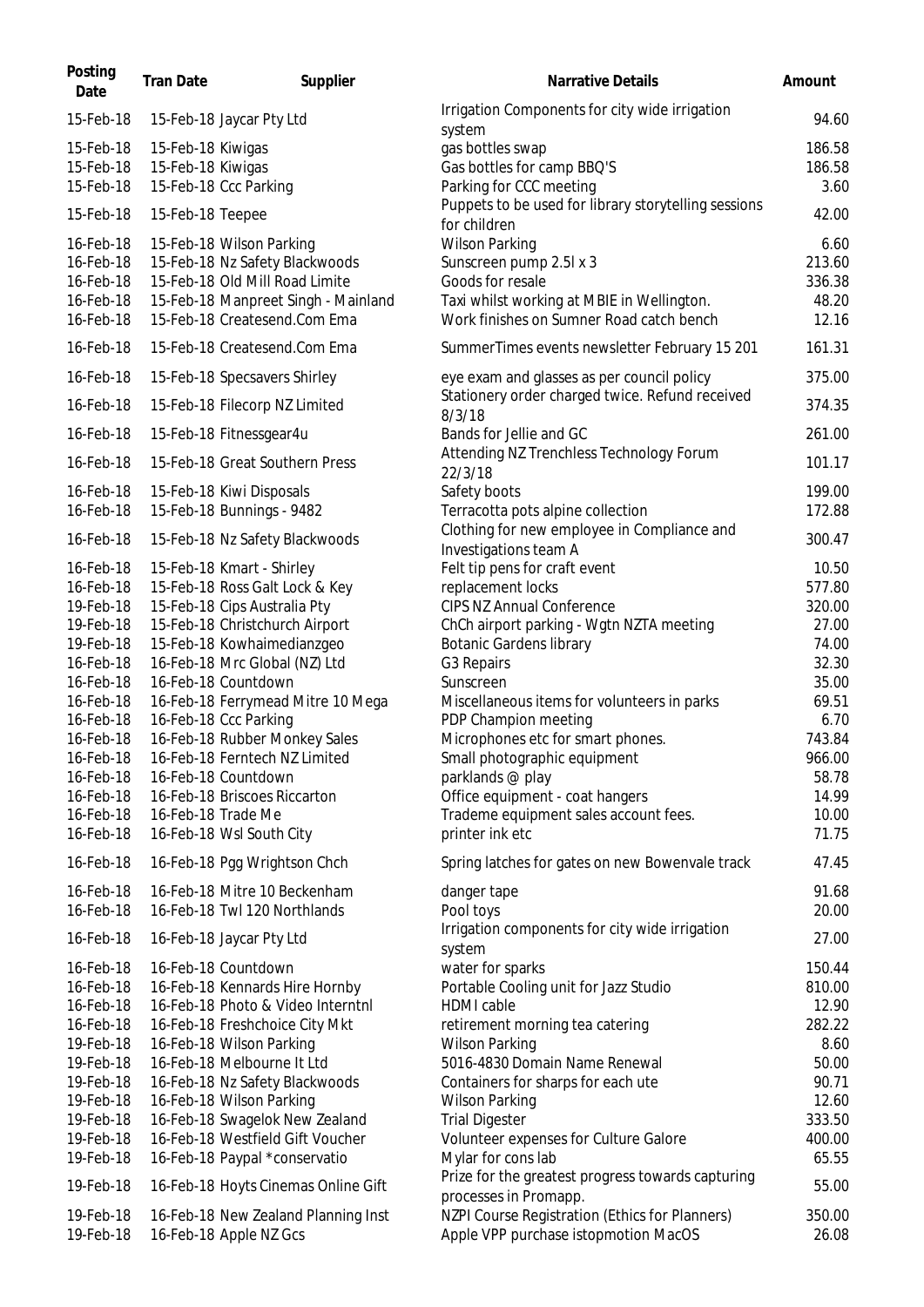| Posting Date | Tran Date | Supplier | Narrative Details | Amount |
| --- | --- | --- | --- | --- |
| 15-Feb-18 | 15-Feb-18 | Jaycar Pty Ltd | Irrigation Components for city wide irrigation system | 94.60 |
| 15-Feb-18 | 15-Feb-18 | Kiwigas | gas bottles swap | 186.58 |
| 15-Feb-18 | 15-Feb-18 | Kiwigas | Gas bottles for camp BBQ'S | 186.58 |
| 15-Feb-18 | 15-Feb-18 | Ccc Parking | Parking for CCC meeting | 3.60 |
| 15-Feb-18 | 15-Feb-18 | Teepee | Puppets to be used for library storytelling sessions for children | 42.00 |
| 16-Feb-18 | 15-Feb-18 | Wilson Parking | Wilson Parking | 6.60 |
| 16-Feb-18 | 15-Feb-18 | Nz Safety Blackwoods | Sunscreen pump 2.5l x 3 | 213.60 |
| 16-Feb-18 | 15-Feb-18 | Old Mill Road Limite | Goods for resale | 336.38 |
| 16-Feb-18 | 15-Feb-18 | Manpreet Singh - Mainland | Taxi whilst working at MBIE in Wellington. | 48.20 |
| 16-Feb-18 | 15-Feb-18 | Createsend.Com Ema | Work finishes on Sumner Road catch bench | 12.16 |
| 16-Feb-18 | 15-Feb-18 | Createsend.Com Ema | SummerTimes events newsletter February 15 201 | 161.31 |
| 16-Feb-18 | 15-Feb-18 | Specsavers Shirley | eye exam and glasses as per council policy | 375.00 |
| 16-Feb-18 | 15-Feb-18 | Filecorp NZ Limited | Stationery order charged twice. Refund received 8/3/18 | 374.35 |
| 16-Feb-18 | 15-Feb-18 | Fitnessgear4u | Bands for Jellie and GC | 261.00 |
| 16-Feb-18 | 15-Feb-18 | Great Southern Press | Attending NZ Trenchless Technology Forum 22/3/18 | 101.17 |
| 16-Feb-18 | 15-Feb-18 | Kiwi Disposals | Safety boots | 199.00 |
| 16-Feb-18 | 15-Feb-18 | Bunnings - 9482 | Terracotta pots alpine collection | 172.88 |
| 16-Feb-18 | 15-Feb-18 | Nz Safety Blackwoods | Clothing for new employee in Compliance and Investigations team A | 300.47 |
| 16-Feb-18 | 15-Feb-18 | Kmart - Shirley | Felt tip pens for craft event | 10.50 |
| 16-Feb-18 | 15-Feb-18 | Ross Galt Lock & Key | replacement locks | 577.80 |
| 19-Feb-18 | 15-Feb-18 | Cips Australia Pty | CIPS NZ Annual Conference | 320.00 |
| 19-Feb-18 | 15-Feb-18 | Christchurch Airport | ChCh airport parking - Wgtn NZTA meeting | 27.00 |
| 19-Feb-18 | 15-Feb-18 | Kowhaimedianzgeo | Botanic Gardens library | 74.00 |
| 16-Feb-18 | 16-Feb-18 | Mrc Global (NZ) Ltd | G3 Repairs | 32.30 |
| 16-Feb-18 | 16-Feb-18 | Countdown | Sunscreen | 35.00 |
| 16-Feb-18 | 16-Feb-18 | Ferrymead Mitre 10 Mega | Miscellaneous items for volunteers in parks | 69.51 |
| 16-Feb-18 | 16-Feb-18 | Ccc Parking | PDP Champion meeting | 6.70 |
| 16-Feb-18 | 16-Feb-18 | Rubber Monkey Sales | Microphones etc for smart phones. | 743.84 |
| 16-Feb-18 | 16-Feb-18 | Ferntech NZ Limited | Small photographic equipment | 966.00 |
| 16-Feb-18 | 16-Feb-18 | Countdown | parklands @ play | 58.78 |
| 16-Feb-18 | 16-Feb-18 | Briscoes Riccarton | Office equipment - coat hangers | 14.99 |
| 16-Feb-18 | 16-Feb-18 | Trade Me | Trademe equipment sales account fees. | 10.00 |
| 16-Feb-18 | 16-Feb-18 | Wsl South City | printer ink etc | 71.75 |
| 16-Feb-18 | 16-Feb-18 | Pgg Wrightson Chch | Spring latches for gates on new Bowenvale track | 47.45 |
| 16-Feb-18 | 16-Feb-18 | Mitre 10 Beckenham | danger tape | 91.68 |
| 16-Feb-18 | 16-Feb-18 | Twl 120 Northlands | Pool toys | 20.00 |
| 16-Feb-18 | 16-Feb-18 | Jaycar Pty Ltd | Irrigation components for city wide irrigation system | 27.00 |
| 16-Feb-18 | 16-Feb-18 | Countdown | water for sparks | 150.44 |
| 16-Feb-18 | 16-Feb-18 | Kennards Hire Hornby | Portable Cooling unit for Jazz Studio | 810.00 |
| 16-Feb-18 | 16-Feb-18 | Photo & Video Interntnl | HDMI cable | 12.90 |
| 16-Feb-18 | 16-Feb-18 | Freshchoice City Mkt | retirement morning tea catering | 282.22 |
| 19-Feb-18 | 16-Feb-18 | Wilson Parking | Wilson Parking | 8.60 |
| 19-Feb-18 | 16-Feb-18 | Melbourne It Ltd | 5016-4830 Domain Name Renewal | 50.00 |
| 19-Feb-18 | 16-Feb-18 | Nz Safety Blackwoods | Containers for sharps for each ute | 90.71 |
| 19-Feb-18 | 16-Feb-18 | Wilson Parking | Wilson Parking | 12.60 |
| 19-Feb-18 | 16-Feb-18 | Swagelok New Zealand | Trial Digester | 333.50 |
| 19-Feb-18 | 16-Feb-18 | Westfield Gift Voucher | Volunteer expenses for Culture Galore | 400.00 |
| 19-Feb-18 | 16-Feb-18 | Paypal *conservatio | Mylar for cons lab | 65.55 |
| 19-Feb-18 | 16-Feb-18 | Hoyts Cinemas Online Gift | Prize for the greatest progress towards capturing processes in Promapp. | 55.00 |
| 19-Feb-18 | 16-Feb-18 | New Zealand Planning Inst | NZPI Course Registration (Ethics for Planners) | 350.00 |
| 19-Feb-18 | 16-Feb-18 | Apple NZ Gcs | Apple VPP purchase istopmotion MacOS | 26.08 |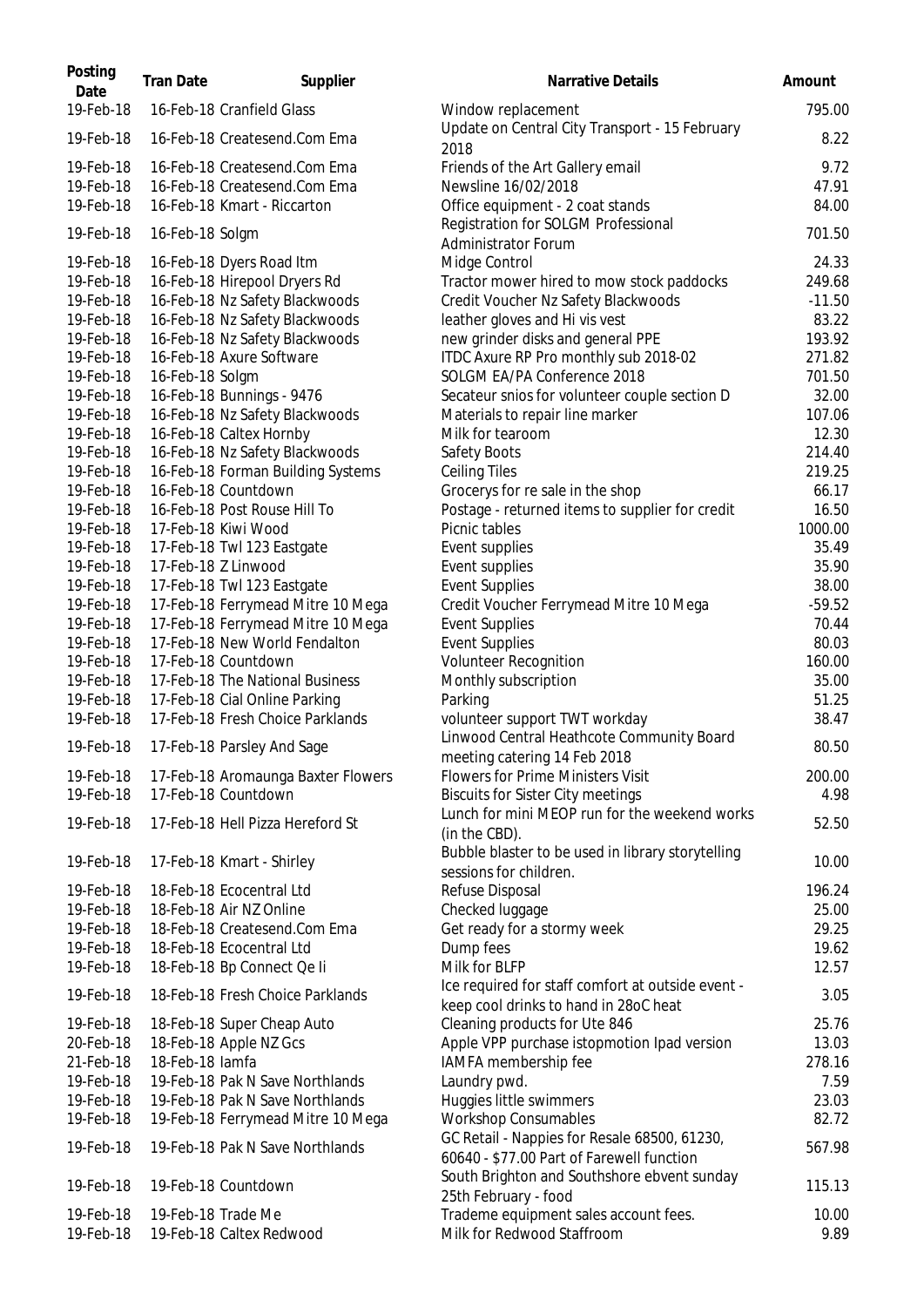| Posting Date | Tran Date | Supplier | Narrative Details | Amount |
|---|---|---|---|---|
| 19-Feb-18 | 16-Feb-18 | Cranfield Glass | Window replacement | 795.00 |
| 19-Feb-18 | 16-Feb-18 | Createsend.Com Ema | Update on Central City Transport - 15 February 2018 | 8.22 |
| 19-Feb-18 | 16-Feb-18 | Createsend.Com Ema | Friends of the Art Gallery email | 9.72 |
| 19-Feb-18 | 16-Feb-18 | Createsend.Com Ema | Newsline 16/02/2018 | 47.91 |
| 19-Feb-18 | 16-Feb-18 | Kmart - Riccarton | Office equipment - 2 coat stands | 84.00 |
| 19-Feb-18 | 16-Feb-18 | Solgm | Registration for SOLGM Professional Administrator Forum | 701.50 |
| 19-Feb-18 | 16-Feb-18 | Dyers Road Itm | Midge Control | 24.33 |
| 19-Feb-18 | 16-Feb-18 | Hirepool Dryers Rd | Tractor mower hired to mow stock paddocks | 249.68 |
| 19-Feb-18 | 16-Feb-18 | Nz Safety Blackwoods | Credit Voucher Nz Safety Blackwoods | -11.50 |
| 19-Feb-18 | 16-Feb-18 | Nz Safety Blackwoods | leather gloves and Hi vis vest | 83.22 |
| 19-Feb-18 | 16-Feb-18 | Nz Safety Blackwoods | new grinder disks and general PPE | 193.92 |
| 19-Feb-18 | 16-Feb-18 | Axure Software | ITDC Axure RP Pro monthly sub 2018-02 | 271.82 |
| 19-Feb-18 | 16-Feb-18 | Solgm | SOLGM EA/PA Conference 2018 | 701.50 |
| 19-Feb-18 | 16-Feb-18 | Bunnings - 9476 | Secateur snios for volunteer couple section D | 32.00 |
| 19-Feb-18 | 16-Feb-18 | Nz Safety Blackwoods | Materials to repair line marker | 107.06 |
| 19-Feb-18 | 16-Feb-18 | Caltex Hornby | Milk for tearoom | 12.30 |
| 19-Feb-18 | 16-Feb-18 | Nz Safety Blackwoods | Safety Boots | 214.40 |
| 19-Feb-18 | 16-Feb-18 | Forman Building Systems | Ceiling Tiles | 219.25 |
| 19-Feb-18 | 16-Feb-18 | Countdown | Grocerys for re sale in the shop | 66.17 |
| 19-Feb-18 | 16-Feb-18 | Post Rouse Hill To | Postage - returned items to supplier for credit | 16.50 |
| 19-Feb-18 | 17-Feb-18 | Kiwi Wood | Picnic tables | 1000.00 |
| 19-Feb-18 | 17-Feb-18 | Twl 123 Eastgate | Event supplies | 35.49 |
| 19-Feb-18 | 17-Feb-18 | Z Linwood | Event supplies | 35.90 |
| 19-Feb-18 | 17-Feb-18 | Twl 123 Eastgate | Event Supplies | 38.00 |
| 19-Feb-18 | 17-Feb-18 | Ferrymead Mitre 10 Mega | Credit Voucher Ferrymead Mitre 10 Mega | -59.52 |
| 19-Feb-18 | 17-Feb-18 | Ferrymead Mitre 10 Mega | Event Supplies | 70.44 |
| 19-Feb-18 | 17-Feb-18 | New World Fendalton | Event Supplies | 80.03 |
| 19-Feb-18 | 17-Feb-18 | Countdown | Volunteer Recognition | 160.00 |
| 19-Feb-18 | 17-Feb-18 | The National Business | Monthly subscription | 35.00 |
| 19-Feb-18 | 17-Feb-18 | Cial Online Parking | Parking | 51.25 |
| 19-Feb-18 | 17-Feb-18 | Fresh Choice Parklands | volunteer support TWT workday | 38.47 |
| 19-Feb-18 | 17-Feb-18 | Parsley And Sage | Linwood Central Heathcote Community Board meeting catering 14 Feb 2018 | 80.50 |
| 19-Feb-18 | 17-Feb-18 | Aromaunga Baxter Flowers | Flowers for Prime Ministers Visit | 200.00 |
| 19-Feb-18 | 17-Feb-18 | Countdown | Biscuits for Sister City meetings | 4.98 |
| 19-Feb-18 | 17-Feb-18 | Hell Pizza Hereford St | Lunch for mini MEOP run for the weekend works (in the CBD). | 52.50 |
| 19-Feb-18 | 17-Feb-18 | Kmart - Shirley | Bubble blaster to be used in library storytelling sessions for children. | 10.00 |
| 19-Feb-18 | 18-Feb-18 | Ecocentral Ltd | Refuse Disposal | 196.24 |
| 19-Feb-18 | 18-Feb-18 | Air NZ Online | Checked luggage | 25.00 |
| 19-Feb-18 | 18-Feb-18 | Createsend.Com Ema | Get ready for a stormy week | 29.25 |
| 19-Feb-18 | 18-Feb-18 | Ecocentral Ltd | Dump fees | 19.62 |
| 19-Feb-18 | 18-Feb-18 | Bp Connect Qe Ii | Milk for BLFP | 12.57 |
| 19-Feb-18 | 18-Feb-18 | Fresh Choice Parklands | Ice required for staff comfort at outside event - keep cool drinks to hand in 28oC heat | 3.05 |
| 19-Feb-18 | 18-Feb-18 | Super Cheap Auto | Cleaning products for Ute 846 | 25.76 |
| 20-Feb-18 | 18-Feb-18 | Apple NZ Gcs | Apple VPP purchase istopmotion Ipad version | 13.03 |
| 21-Feb-18 | 18-Feb-18 | Iamfa | IAMFA membership fee | 278.16 |
| 19-Feb-18 | 19-Feb-18 | Pak N Save Northlands | Laundry pwd. | 7.59 |
| 19-Feb-18 | 19-Feb-18 | Pak N Save Northlands | Huggies little swimmers | 23.03 |
| 19-Feb-18 | 19-Feb-18 | Ferrymead Mitre 10 Mega | Workshop Consumables | 82.72 |
| 19-Feb-18 | 19-Feb-18 | Pak N Save Northlands | GC Retail - Nappies for Resale 68500, 61230, 60640 - $77.00 Part of Farewell function | 567.98 |
| 19-Feb-18 | 19-Feb-18 | Countdown | South Brighton and Southshore ebvent sunday 25th February - food | 115.13 |
| 19-Feb-18 | 19-Feb-18 | Trade Me | Trademe equipment sales account fees. | 10.00 |
| 19-Feb-18 | 19-Feb-18 | Caltex Redwood | Milk for Redwood Staffroom | 9.89 |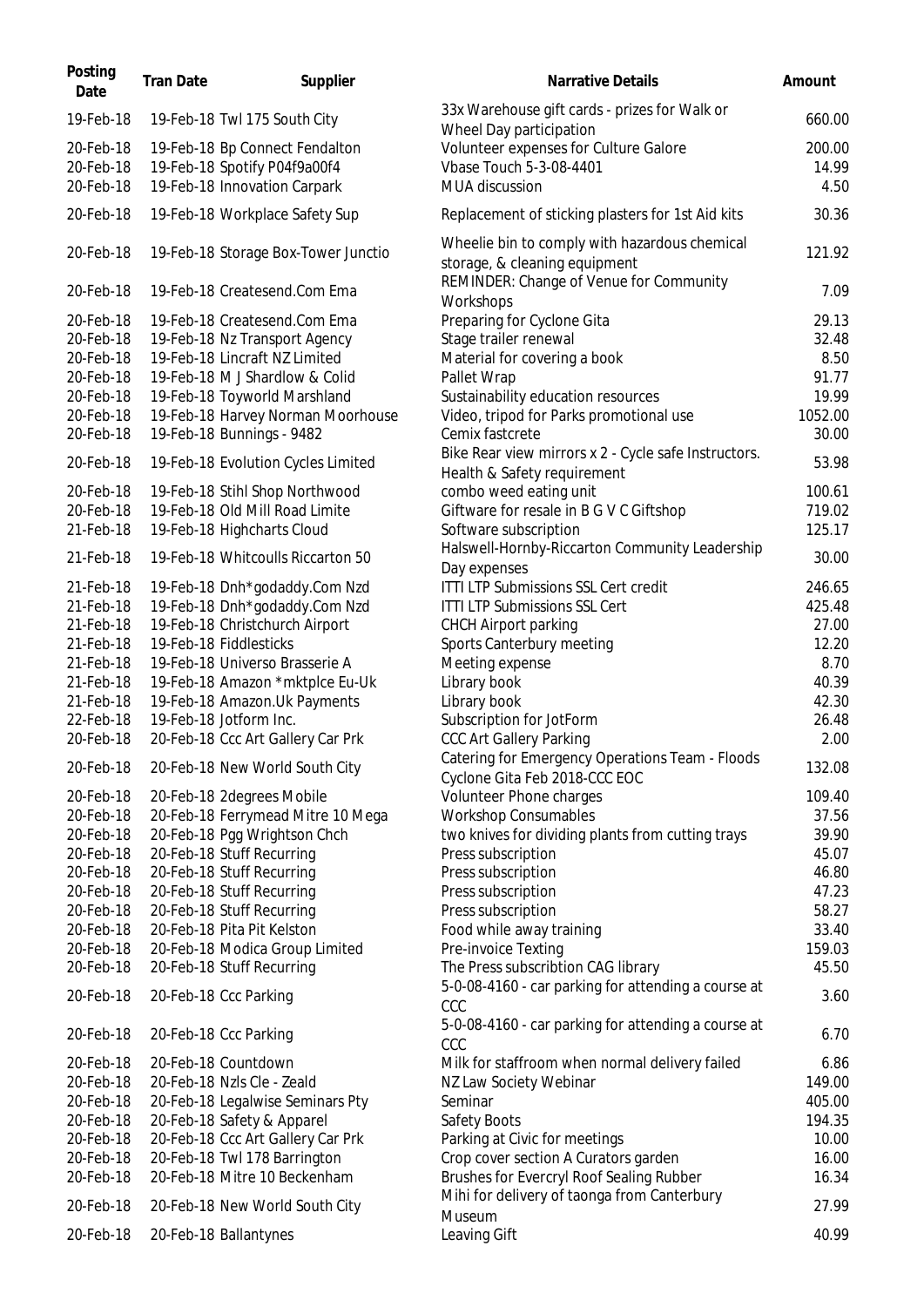| Posting Date | Tran Date | Supplier | Narrative Details | Amount |
|---|---|---|---|---|
| 19-Feb-18 | 19-Feb-18 | Twl 175 South City | 33x Warehouse gift cards - prizes for Walk or Wheel Day participation | 660.00 |
| 20-Feb-18 | 19-Feb-18 | Bp Connect Fendalton | Volunteer expenses for Culture Galore | 200.00 |
| 20-Feb-18 | 19-Feb-18 | Spotify P04f9a00f4 | Vbase Touch 5-3-08-4401 | 14.99 |
| 20-Feb-18 | 19-Feb-18 | Innovation Carpark | MUA discussion | 4.50 |
| 20-Feb-18 | 19-Feb-18 | Workplace Safety Sup | Replacement of sticking plasters for 1st Aid kits | 30.36 |
| 20-Feb-18 | 19-Feb-18 | Storage Box-Tower Junctio | Wheelie bin to comply with hazardous chemical storage, & cleaning equipment | 121.92 |
| 20-Feb-18 | 19-Feb-18 | Createsend.Com Ema | REMINDER: Change of Venue for Community Workshops | 7.09 |
| 20-Feb-18 | 19-Feb-18 | Createsend.Com Ema | Preparing for Cyclone Gita | 29.13 |
| 20-Feb-18 | 19-Feb-18 | Nz Transport Agency | Stage trailer renewal | 32.48 |
| 20-Feb-18 | 19-Feb-18 | Lincraft NZ Limited | Material for covering a book | 8.50 |
| 20-Feb-18 | 19-Feb-18 | M J Shardlow & Colid | Pallet Wrap | 91.77 |
| 20-Feb-18 | 19-Feb-18 | Toyworld Marshland | Sustainability education resources | 19.99 |
| 20-Feb-18 | 19-Feb-18 | Harvey Norman Moorhouse | Video, tripod for Parks promotional use | 1052.00 |
| 20-Feb-18 | 19-Feb-18 | Bunnings - 9482 | Cemix fastcrete | 30.00 |
| 20-Feb-18 | 19-Feb-18 | Evolution Cycles Limited | Bike Rear view mirrors x 2 - Cycle safe Instructors. Health & Safety requirement | 53.98 |
| 20-Feb-18 | 19-Feb-18 | Stihl Shop Northwood | combo weed eating unit | 100.61 |
| 20-Feb-18 | 19-Feb-18 | Old Mill Road Limite | Giftware for resale in B G V C Giftshop | 719.02 |
| 21-Feb-18 | 19-Feb-18 | Highcharts Cloud | Software subscription | 125.17 |
| 21-Feb-18 | 19-Feb-18 | Whitcoulls Riccarton 50 | Halswell-Hornby-Riccarton Community Leadership Day expenses | 30.00 |
| 21-Feb-18 | 19-Feb-18 | Dnh*godaddy.Com Nzd | ITTI LTP Submissions SSL Cert credit | 246.65 |
| 21-Feb-18 | 19-Feb-18 | Dnh*godaddy.Com Nzd | ITTI LTP Submissions SSL Cert | 425.48 |
| 21-Feb-18 | 19-Feb-18 | Christchurch Airport | CHCH Airport parking | 27.00 |
| 21-Feb-18 | 19-Feb-18 | Fiddlesticks | Sports Canterbury meeting | 12.20 |
| 21-Feb-18 | 19-Feb-18 | Universo Brasserie A | Meeting expense | 8.70 |
| 21-Feb-18 | 19-Feb-18 | Amazon *mktplce Eu-Uk | Library book | 40.39 |
| 21-Feb-18 | 19-Feb-18 | Amazon.Uk Payments | Library book | 42.30 |
| 22-Feb-18 | 19-Feb-18 | Jotform Inc. | Subscription for JotForm | 26.48 |
| 20-Feb-18 | 20-Feb-18 | Ccc Art Gallery Car Prk | CCC Art Gallery Parking | 2.00 |
| 20-Feb-18 | 20-Feb-18 | New World South City | Catering for Emergency Operations Team - Floods Cyclone Gita Feb 2018-CCC EOC | 132.08 |
| 20-Feb-18 | 20-Feb-18 | 2degrees Mobile | Volunteer Phone charges | 109.40 |
| 20-Feb-18 | 20-Feb-18 | Ferrymead Mitre 10 Mega | Workshop Consumables | 37.56 |
| 20-Feb-18 | 20-Feb-18 | Pgg Wrightson Chch | two knives for dividing plants from cutting trays | 39.90 |
| 20-Feb-18 | 20-Feb-18 | Stuff Recurring | Press subscription | 45.07 |
| 20-Feb-18 | 20-Feb-18 | Stuff Recurring | Press subscription | 46.80 |
| 20-Feb-18 | 20-Feb-18 | Stuff Recurring | Press subscription | 47.23 |
| 20-Feb-18 | 20-Feb-18 | Stuff Recurring | Press subscription | 58.27 |
| 20-Feb-18 | 20-Feb-18 | Pita Pit Kelston | Food while away training | 33.40 |
| 20-Feb-18 | 20-Feb-18 | Modica Group Limited | Pre-invoice Texting | 159.03 |
| 20-Feb-18 | 20-Feb-18 | Stuff Recurring | The Press subscribtion CAG library | 45.50 |
| 20-Feb-18 | 20-Feb-18 | Ccc Parking | 5-0-08-4160 - car parking for attending a course at CCC | 3.60 |
| 20-Feb-18 | 20-Feb-18 | Ccc Parking | 5-0-08-4160 - car parking for attending a course at CCC | 6.70 |
| 20-Feb-18 | 20-Feb-18 | Countdown | Milk for staffroom when normal delivery failed | 6.86 |
| 20-Feb-18 | 20-Feb-18 | Nzls Cle - Zeald | NZ Law Society Webinar | 149.00 |
| 20-Feb-18 | 20-Feb-18 | Legalwise Seminars Pty | Seminar | 405.00 |
| 20-Feb-18 | 20-Feb-18 | Safety & Apparel | Safety Boots | 194.35 |
| 20-Feb-18 | 20-Feb-18 | Ccc Art Gallery Car Prk | Parking at Civic for meetings | 10.00 |
| 20-Feb-18 | 20-Feb-18 | Twl 178 Barrington | Crop cover section A Curators garden | 16.00 |
| 20-Feb-18 | 20-Feb-18 | Mitre 10 Beckenham | Brushes for Evercryl Roof Sealing Rubber | 16.34 |
| 20-Feb-18 | 20-Feb-18 | New World South City | Mihi for delivery of taonga from Canterbury Museum | 27.99 |
| 20-Feb-18 | 20-Feb-18 | Ballantynes | Leaving Gift | 40.99 |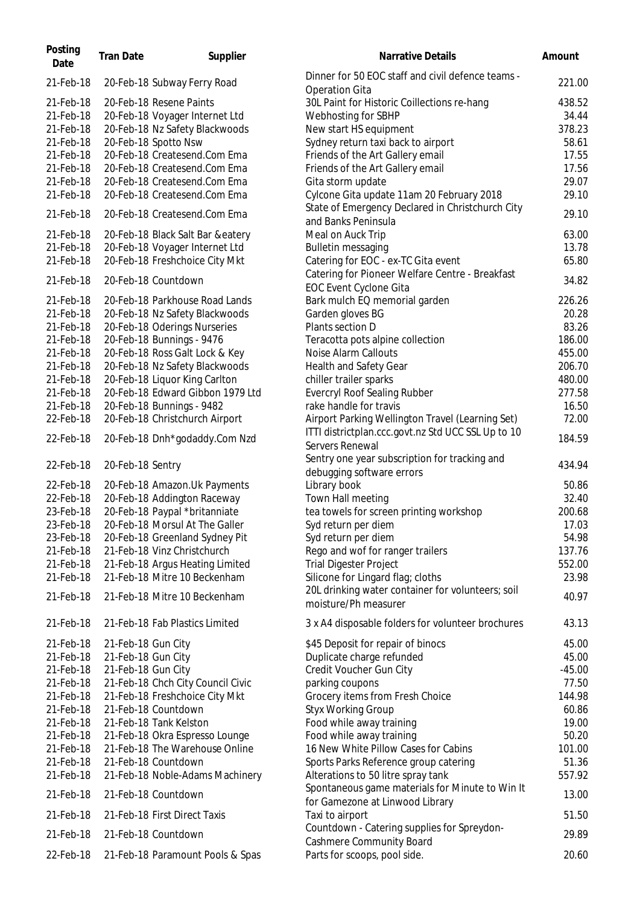| Posting Date | Tran Date | Supplier | Narrative Details | Amount |
|---|---|---|---|---|
| 21-Feb-18 | 20-Feb-18 | Subway Ferry Road | Dinner for 50 EOC staff and civil defence teams - Operation Gita | 221.00 |
| 21-Feb-18 | 20-Feb-18 | Resene Paints | 30L Paint for Historic Coillections re-hang | 438.52 |
| 21-Feb-18 | 20-Feb-18 | Voyager Internet Ltd | Webhosting for SBHP | 34.44 |
| 21-Feb-18 | 20-Feb-18 | Nz Safety Blackwoods | New start HS equipment | 378.23 |
| 21-Feb-18 | 20-Feb-18 | Spotto Nsw | Sydney return taxi back to airport | 58.61 |
| 21-Feb-18 | 20-Feb-18 | Createsend.Com Ema | Friends of the Art Gallery email | 17.55 |
| 21-Feb-18 | 20-Feb-18 | Createsend.Com Ema | Friends of the Art Gallery email | 17.56 |
| 21-Feb-18 | 20-Feb-18 | Createsend.Com Ema | Gita storm update | 29.07 |
| 21-Feb-18 | 20-Feb-18 | Createsend.Com Ema | Cylcone Gita update 11am 20 February 2018 | 29.10 |
| 21-Feb-18 | 20-Feb-18 | Createsend.Com Ema | State of Emergency Declared in Christchurch City and Banks Peninsula | 29.10 |
| 21-Feb-18 | 20-Feb-18 | Black Salt Bar &eatery | Meal on Auck Trip | 63.00 |
| 21-Feb-18 | 20-Feb-18 | Voyager Internet Ltd | Bulletin messaging | 13.78 |
| 21-Feb-18 | 20-Feb-18 | Freshchoice City Mkt | Catering for EOC - ex-TC Gita event | 65.80 |
| 21-Feb-18 | 20-Feb-18 | Countdown | Catering for Pioneer Welfare Centre - Breakfast EOC Event Cyclone Gita | 34.82 |
| 21-Feb-18 | 20-Feb-18 | Parkhouse Road Lands | Bark mulch EQ memorial garden | 226.26 |
| 21-Feb-18 | 20-Feb-18 | Nz Safety Blackwoods | Garden gloves BG | 20.28 |
| 21-Feb-18 | 20-Feb-18 | Oderings Nurseries | Plants section D | 83.26 |
| 21-Feb-18 | 20-Feb-18 | Bunnings - 9476 | Teracotta pots alpine collection | 186.00 |
| 21-Feb-18 | 20-Feb-18 | Ross Galt Lock & Key | Noise Alarm Callouts | 455.00 |
| 21-Feb-18 | 20-Feb-18 | Nz Safety Blackwoods | Health and Safety Gear | 206.70 |
| 21-Feb-18 | 20-Feb-18 | Liquor King Carlton | chiller trailer sparks | 480.00 |
| 21-Feb-18 | 20-Feb-18 | Edward Gibbon 1979 Ltd | Evercryl Roof Sealing Rubber | 277.58 |
| 21-Feb-18 | 20-Feb-18 | Bunnings - 9482 | rake handle for travis | 16.50 |
| 22-Feb-18 | 20-Feb-18 | Christchurch Airport | Airport Parking Wellington Travel (Learning Set) | 72.00 |
| 22-Feb-18 | 20-Feb-18 | Dnh*godaddy.Com Nzd | ITTI districtplan.ccc.govt.nz Std UCC SSL Up to 10 Servers Renewal | 184.59 |
| 22-Feb-18 | 20-Feb-18 | Sentry | Sentry one year subscription for tracking and debugging software errors | 434.94 |
| 22-Feb-18 | 20-Feb-18 | Amazon.Uk Payments | Library book | 50.86 |
| 22-Feb-18 | 20-Feb-18 | Addington Raceway | Town Hall meeting | 32.40 |
| 23-Feb-18 | 20-Feb-18 | Paypal *britanniate | tea towels for screen printing workshop | 200.68 |
| 23-Feb-18 | 20-Feb-18 | Morsul At The Galler | Syd return per diem | 17.03 |
| 23-Feb-18 | 20-Feb-18 | Greenland Sydney Pit | Syd return per diem | 54.98 |
| 21-Feb-18 | 21-Feb-18 | Vinz Christchurch | Rego and wof for ranger trailers | 137.76 |
| 21-Feb-18 | 21-Feb-18 | Argus Heating Limited | Trial Digester Project | 552.00 |
| 21-Feb-18 | 21-Feb-18 | Mitre 10 Beckenham | Silicone for Lingard flag; cloths | 23.98 |
| 21-Feb-18 | 21-Feb-18 | Mitre 10 Beckenham | 20L drinking water container for volunteers; soil moisture/Ph measurer | 40.97 |
| 21-Feb-18 | 21-Feb-18 | Fab Plastics Limited | 3 x A4 disposable folders for volunteer brochures | 43.13 |
| 21-Feb-18 | 21-Feb-18 | Gun City | $45 Deposit for repair of binocs | 45.00 |
| 21-Feb-18 | 21-Feb-18 | Gun City | Duplicate charge refunded | 45.00 |
| 21-Feb-18 | 21-Feb-18 | Gun City | Credit Voucher Gun City | -45.00 |
| 21-Feb-18 | 21-Feb-18 | Chch City Council Civic | parking coupons | 77.50 |
| 21-Feb-18 | 21-Feb-18 | Freshchoice City Mkt | Grocery items from Fresh Choice | 144.98 |
| 21-Feb-18 | 21-Feb-18 | Countdown | Styx Working Group | 60.86 |
| 21-Feb-18 | 21-Feb-18 | Tank Kelston | Food while away training | 19.00 |
| 21-Feb-18 | 21-Feb-18 | Okra Espresso Lounge | Food while away training | 50.20 |
| 21-Feb-18 | 21-Feb-18 | The Warehouse Online | 16 New White Pillow Cases for Cabins | 101.00 |
| 21-Feb-18 | 21-Feb-18 | Countdown | Sports Parks Reference group catering | 51.36 |
| 21-Feb-18 | 21-Feb-18 | Noble-Adams Machinery | Alterations to 50 litre spray tank | 557.92 |
| 21-Feb-18 | 21-Feb-18 | Countdown | Spontaneous game materials for Minute to Win It for Gamezone at Linwood Library | 13.00 |
| 21-Feb-18 | 21-Feb-18 | First Direct Taxis | Taxi to airport | 51.50 |
| 21-Feb-18 | 21-Feb-18 | Countdown | Countdown - Catering supplies for Spreydon-Cashmere Community Board | 29.89 |
| 22-Feb-18 | 21-Feb-18 | Paramount Pools & Spas | Parts for scoops, pool side. | 20.60 |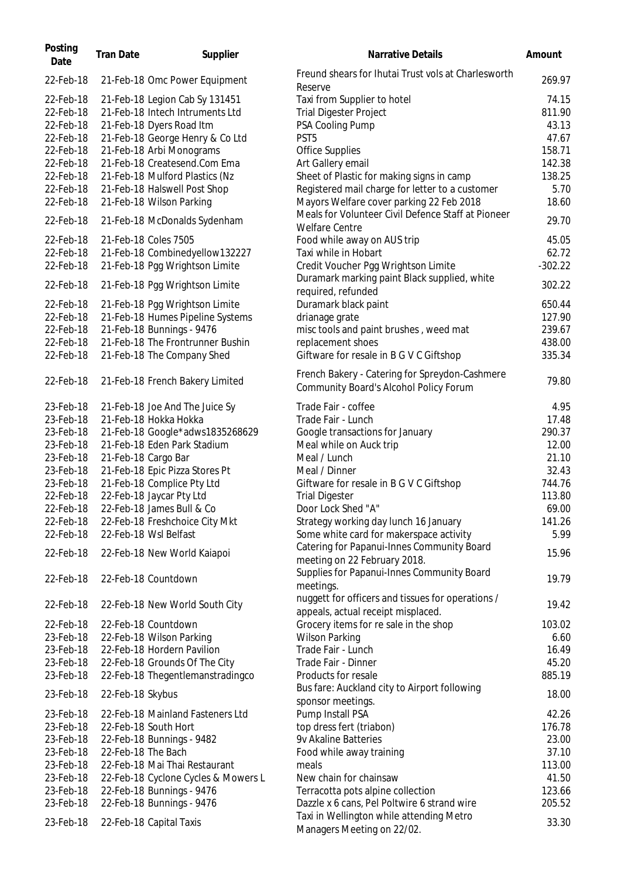| Posting Date | Tran Date | Supplier | Narrative Details | Amount |
|---|---|---|---|---|
| 22-Feb-18 | 21-Feb-18 | Omc Power Equipment | Freund shears for Ihutai Trust vols at Charlesworth Reserve | 269.97 |
| 22-Feb-18 | 21-Feb-18 | Legion Cab Sy 131451 | Taxi from Supplier to hotel | 74.15 |
| 22-Feb-18 | 21-Feb-18 | Intech Intruments Ltd | Trial Digester Project | 811.90 |
| 22-Feb-18 | 21-Feb-18 | Dyers Road Itm | PSA Cooling Pump | 43.13 |
| 22-Feb-18 | 21-Feb-18 | George Henry & Co Ltd | PST5 | 47.67 |
| 22-Feb-18 | 21-Feb-18 | Arbi Monograms | Office Supplies | 158.71 |
| 22-Feb-18 | 21-Feb-18 | Createsend.Com Ema | Art Gallery email | 142.38 |
| 22-Feb-18 | 21-Feb-18 | Mulford Plastics (Nz | Sheet of Plastic for making signs in camp | 138.25 |
| 22-Feb-18 | 21-Feb-18 | Halswell Post Shop | Registered mail charge for letter to a customer | 5.70 |
| 22-Feb-18 | 21-Feb-18 | Wilson Parking | Mayors Welfare cover parking 22 Feb 2018 | 18.60 |
| 22-Feb-18 | 21-Feb-18 | McDonalds Sydenham | Meals for Volunteer Civil Defence Staff at Pioneer Welfare Centre | 29.70 |
| 22-Feb-18 | 21-Feb-18 | Coles 7505 | Food while away on AUS trip | 45.05 |
| 22-Feb-18 | 21-Feb-18 | Combinedyellow132227 | Taxi while in Hobart | 62.72 |
| 22-Feb-18 | 21-Feb-18 | Pgg Wrightson Limite | Credit Voucher Pgg Wrightson Limite | -302.22 |
| 22-Feb-18 | 21-Feb-18 | Pgg Wrightson Limite | Duramark marking paint Black supplied, white required, refunded | 302.22 |
| 22-Feb-18 | 21-Feb-18 | Pgg Wrightson Limite | Duramark black paint | 650.44 |
| 22-Feb-18 | 21-Feb-18 | Humes Pipeline Systems | drianage grate | 127.90 |
| 22-Feb-18 | 21-Feb-18 | Bunnings - 9476 | misc tools and paint brushes , weed mat | 239.67 |
| 22-Feb-18 | 21-Feb-18 | The Frontrunner Bushin | replacement shoes | 438.00 |
| 22-Feb-18 | 21-Feb-18 | The Company Shed | Giftware for resale in B G V C Giftshop | 335.34 |
| 22-Feb-18 | 21-Feb-18 | French Bakery Limited | French Bakery - Catering for Spreydon-Cashmere Community Board's Alcohol Policy Forum | 79.80 |
| 23-Feb-18 | 21-Feb-18 | Joe And The Juice Sy | Trade Fair - coffee | 4.95 |
| 23-Feb-18 | 21-Feb-18 | Hokka Hokka | Trade Fair - Lunch | 17.48 |
| 23-Feb-18 | 21-Feb-18 | Google*adws1835268629 | Google transactions for January | 290.37 |
| 23-Feb-18 | 21-Feb-18 | Eden Park Stadium | Meal while on Auck trip | 12.00 |
| 23-Feb-18 | 21-Feb-18 | Cargo Bar | Meal / Lunch | 21.10 |
| 23-Feb-18 | 21-Feb-18 | Epic Pizza Stores Pt | Meal / Dinner | 32.43 |
| 23-Feb-18 | 21-Feb-18 | Complice Pty Ltd | Giftware for resale in B G V C Giftshop | 744.76 |
| 22-Feb-18 | 22-Feb-18 | Jaycar Pty Ltd | Trial Digester | 113.80 |
| 22-Feb-18 | 22-Feb-18 | James Bull & Co | Door Lock Shed "A" | 69.00 |
| 22-Feb-18 | 22-Feb-18 | Freshchoice City Mkt | Strategy working day lunch 16 January | 141.26 |
| 22-Feb-18 | 22-Feb-18 | Wsl Belfast | Some white card for makerspace activity | 5.99 |
| 22-Feb-18 | 22-Feb-18 | New World Kaiapoi | Catering for Papanui-Innes Community Board meeting on 22 February 2018. | 15.96 |
| 22-Feb-18 | 22-Feb-18 | Countdown | Supplies for Papanui-Innes Community Board meetings. | 19.79 |
| 22-Feb-18 | 22-Feb-18 | New World South City | nuggett for officers and tissues for operations / appeals, actual receipt misplaced. | 19.42 |
| 22-Feb-18 | 22-Feb-18 | Countdown | Grocery items for re sale in the shop | 103.02 |
| 23-Feb-18 | 22-Feb-18 | Wilson Parking | Wilson Parking | 6.60 |
| 23-Feb-18 | 22-Feb-18 | Hordern Pavilion | Trade Fair - Lunch | 16.49 |
| 23-Feb-18 | 22-Feb-18 | Grounds Of The City | Trade Fair - Dinner | 45.20 |
| 23-Feb-18 | 22-Feb-18 | Thegentlemanstradingco | Products for resale | 885.19 |
| 23-Feb-18 | 22-Feb-18 | Skybus | Bus fare: Auckland city to Airport following sponsor meetings. | 18.00 |
| 23-Feb-18 | 22-Feb-18 | Mainland Fasteners Ltd | Pump Install PSA | 42.26 |
| 23-Feb-18 | 22-Feb-18 | South Hort | top dress fert (triabon) | 176.78 |
| 23-Feb-18 | 22-Feb-18 | Bunnings - 9482 | 9v Akaline Batteries | 23.00 |
| 23-Feb-18 | 22-Feb-18 | The Bach | Food while away training | 37.10 |
| 23-Feb-18 | 22-Feb-18 | Mai Thai Restaurant | meals | 113.00 |
| 23-Feb-18 | 22-Feb-18 | Cyclone Cycles & Mowers L | New chain for chainsaw | 41.50 |
| 23-Feb-18 | 22-Feb-18 | Bunnings - 9476 | Terracotta pots alpine collection | 123.66 |
| 23-Feb-18 | 22-Feb-18 | Bunnings - 9476 | Dazzle x 6 cans, Pel Poltwire 6 strand wire | 205.52 |
| 23-Feb-18 | 22-Feb-18 | Capital Taxis | Taxi in Wellington while attending Metro Managers Meeting on 22/02. | 33.30 |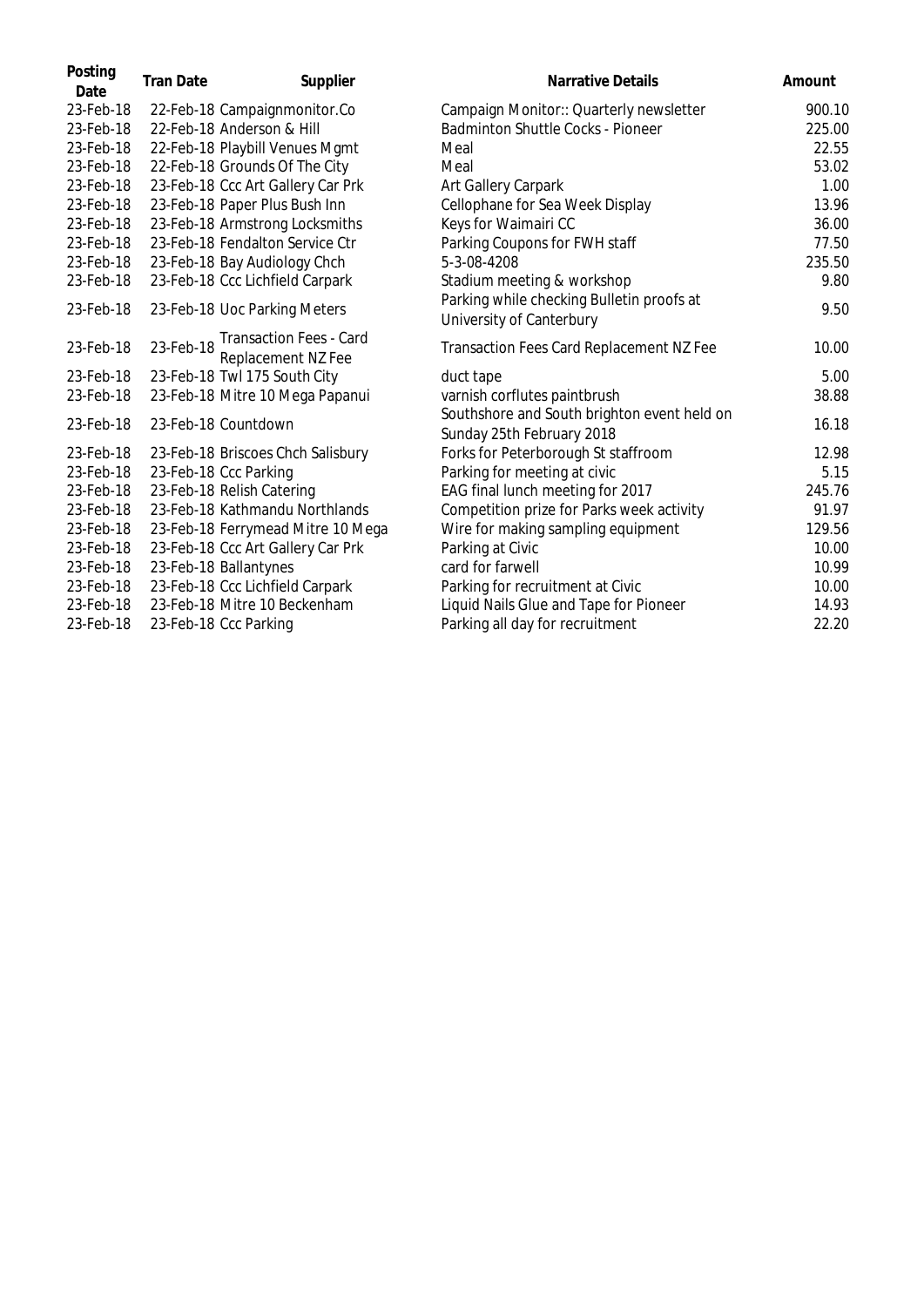| Posting Date | Tran Date | Supplier | Narrative Details | Amount |
|---|---|---|---|---|
| 23-Feb-18 | 22-Feb-18 | Campaignmonitor.Co | Campaign Monitor:: Quarterly newsletter | 900.10 |
| 23-Feb-18 | 22-Feb-18 | Anderson & Hill | Badminton Shuttle Cocks - Pioneer | 225.00 |
| 23-Feb-18 | 22-Feb-18 | Playbill Venues Mgmt | Meal | 22.55 |
| 23-Feb-18 | 22-Feb-18 | Grounds Of The City | Meal | 53.02 |
| 23-Feb-18 | 23-Feb-18 | Ccc Art Gallery Car Prk | Art Gallery Carpark | 1.00 |
| 23-Feb-18 | 23-Feb-18 | Paper Plus Bush Inn | Cellophane for Sea Week Display | 13.96 |
| 23-Feb-18 | 23-Feb-18 | Armstrong Locksmiths | Keys for Waimairi CC | 36.00 |
| 23-Feb-18 | 23-Feb-18 | Fendalton Service Ctr | Parking Coupons for FWH staff | 77.50 |
| 23-Feb-18 | 23-Feb-18 | Bay Audiology Chch | 5-3-08-4208 | 235.50 |
| 23-Feb-18 | 23-Feb-18 | Ccc Lichfield Carpark | Stadium meeting & workshop | 9.80 |
| 23-Feb-18 | 23-Feb-18 | Uoc Parking Meters | Parking while checking Bulletin proofs at University of Canterbury | 9.50 |
| 23-Feb-18 | 23-Feb-18 | Transaction Fees - Card Replacement NZ Fee | Transaction Fees Card Replacement NZ Fee | 10.00 |
| 23-Feb-18 | 23-Feb-18 | Twl 175 South City | duct tape | 5.00 |
| 23-Feb-18 | 23-Feb-18 | Mitre 10 Mega Papanui | varnish corflutes paintbrush | 38.88 |
| 23-Feb-18 | 23-Feb-18 | Countdown | Southshore and South brighton event held on Sunday 25th February 2018 | 16.18 |
| 23-Feb-18 | 23-Feb-18 | Briscoes Chch Salisbury | Forks for Peterborough St staffroom | 12.98 |
| 23-Feb-18 | 23-Feb-18 | Ccc Parking | Parking for meeting at civic | 5.15 |
| 23-Feb-18 | 23-Feb-18 | Relish Catering | EAG final lunch meeting for 2017 | 245.76 |
| 23-Feb-18 | 23-Feb-18 | Kathmandu Northlands | Competition prize for Parks week activity | 91.97 |
| 23-Feb-18 | 23-Feb-18 | Ferrymead Mitre 10 Mega | Wire for making sampling equipment | 129.56 |
| 23-Feb-18 | 23-Feb-18 | Ccc Art Gallery Car Prk | Parking at Civic | 10.00 |
| 23-Feb-18 | 23-Feb-18 | Ballantynes | card for farwell | 10.99 |
| 23-Feb-18 | 23-Feb-18 | Ccc Lichfield Carpark | Parking for recruitment at Civic | 10.00 |
| 23-Feb-18 | 23-Feb-18 | Mitre 10 Beckenham | Liquid Nails Glue and Tape for Pioneer | 14.93 |
| 23-Feb-18 | 23-Feb-18 | Ccc Parking | Parking all day for recruitment | 22.20 |